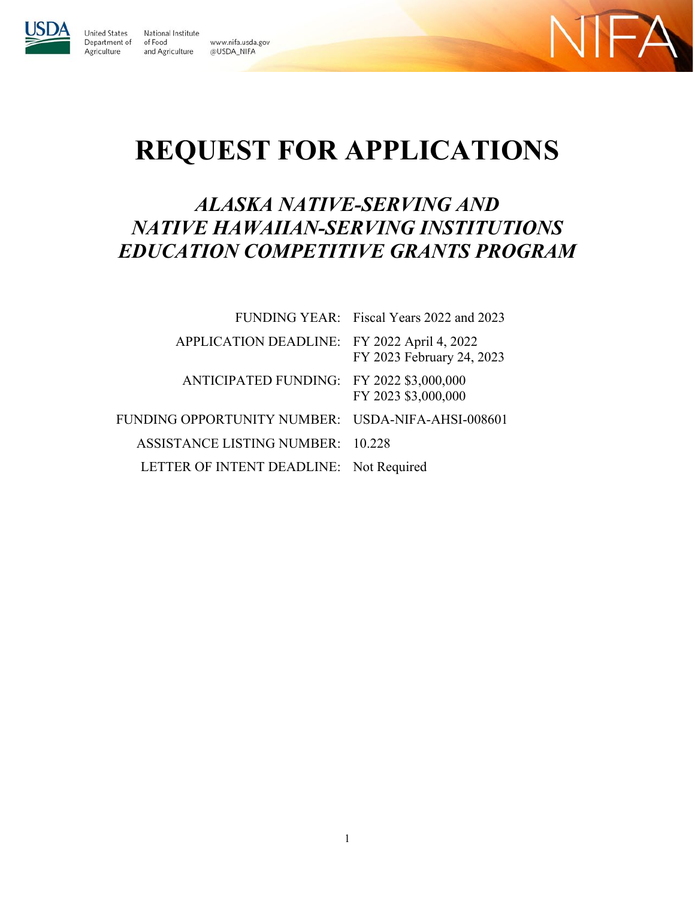United States Department of Agriculture

National Institute of Food and Agriculture

www.nifa.usda.gov
@USDA_NIFA

NIFA

# REQUEST FOR APPLICATIONS

## *ALASKA NATIVE-SERVING AND NATIVE HAWAIIAN-SERVING INSTITUTIONS EDUCATION COMPETITIVE GRANTS PROGRAM*

| | |
|---|---|
| FUNDING YEAR: | Fiscal Years 2022 and 2023 |
| APPLICATION DEADLINE: | FY 2022 April 4, 2022<br>FY 2023 February 24, 2023 |
| ANTICIPATED FUNDING: | FY 2022 $3,000,000<br>FY 2023 $3,000,000 |
| FUNDING OPPORTUNITY NUMBER: | USDA-NIFA-AHSI-008601 |
| ASSISTANCE LISTING NUMBER: | 10.228 |
| LETTER OF INTENT DEADLINE: | Not Required |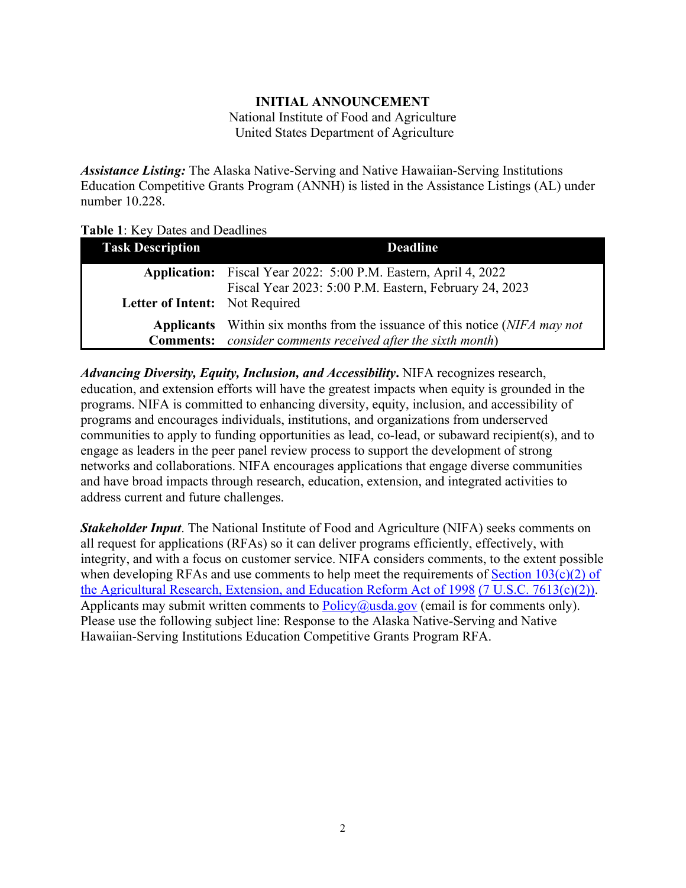**INITIAL ANNOUNCEMENT**
National Institute of Food and Agriculture
United States Department of Agriculture

***Assistance Listing:*** The Alaska Native-Serving and Native Hawaiian-Serving Institutions Education Competitive Grants Program (ANNH) is listed in the Assistance Listings (AL) under number 10.228.

**Table 1**: Key Dates and Deadlines

| Task Description | Deadline |
|---|---|
| **Application:** | Fiscal Year 2022: 5:00 P.M. Eastern, April 4, 2022<br>Fiscal Year 2023: 5:00 P.M. Eastern, February 24, 2023 |
| **Letter of Intent:** | Not Required |
| **Applicants Comments:** | Within six months from the issuance of this notice (*NIFA may not consider comments received after the sixth month*) |

***Advancing Diversity, Equity, Inclusion, and Accessibility***. NIFA recognizes research, education, and extension efforts will have the greatest impacts when equity is grounded in the programs. NIFA is committed to enhancing diversity, equity, inclusion, and accessibility of programs and encourages individuals, institutions, and organizations from underserved communities to apply to funding opportunities as lead, co-lead, or subaward recipient(s), and to engage as leaders in the peer panel review process to support the development of strong networks and collaborations. NIFA encourages applications that engage diverse communities and have broad impacts through research, education, extension, and integrated activities to address current and future challenges.

***Stakeholder Input***. The National Institute of Food and Agriculture (NIFA) seeks comments on all request for applications (RFAs) so it can deliver programs efficiently, effectively, with integrity, and with a focus on customer service. NIFA considers comments, to the extent possible when developing RFAs and use comments to help meet the requirements of Section 103(c)(2) of the Agricultural Research, Extension, and Education Reform Act of 1998 (7 U.S.C. 7613(c)(2)). Applicants may submit written comments to Policy@usda.gov (email is for comments only). Please use the following subject line: Response to the Alaska Native-Serving and Native Hawaiian-Serving Institutions Education Competitive Grants Program RFA.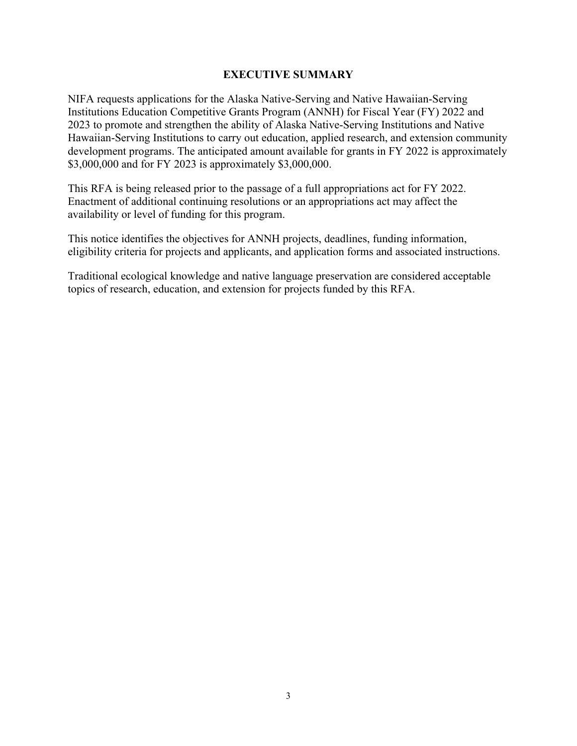## EXECUTIVE SUMMARY

NIFA requests applications for the Alaska Native-Serving and Native Hawaiian-Serving Institutions Education Competitive Grants Program (ANNH) for Fiscal Year (FY) 2022 and 2023 to promote and strengthen the ability of Alaska Native-Serving Institutions and Native Hawaiian-Serving Institutions to carry out education, applied research, and extension community development programs. The anticipated amount available for grants in FY 2022 is approximately $3,000,000 and for FY 2023 is approximately $3,000,000.

This RFA is being released prior to the passage of a full appropriations act for FY 2022. Enactment of additional continuing resolutions or an appropriations act may affect the availability or level of funding for this program.

This notice identifies the objectives for ANNH projects, deadlines, funding information, eligibility criteria for projects and applicants, and application forms and associated instructions.

Traditional ecological knowledge and native language preservation are considered acceptable topics of research, education, and extension for projects funded by this RFA.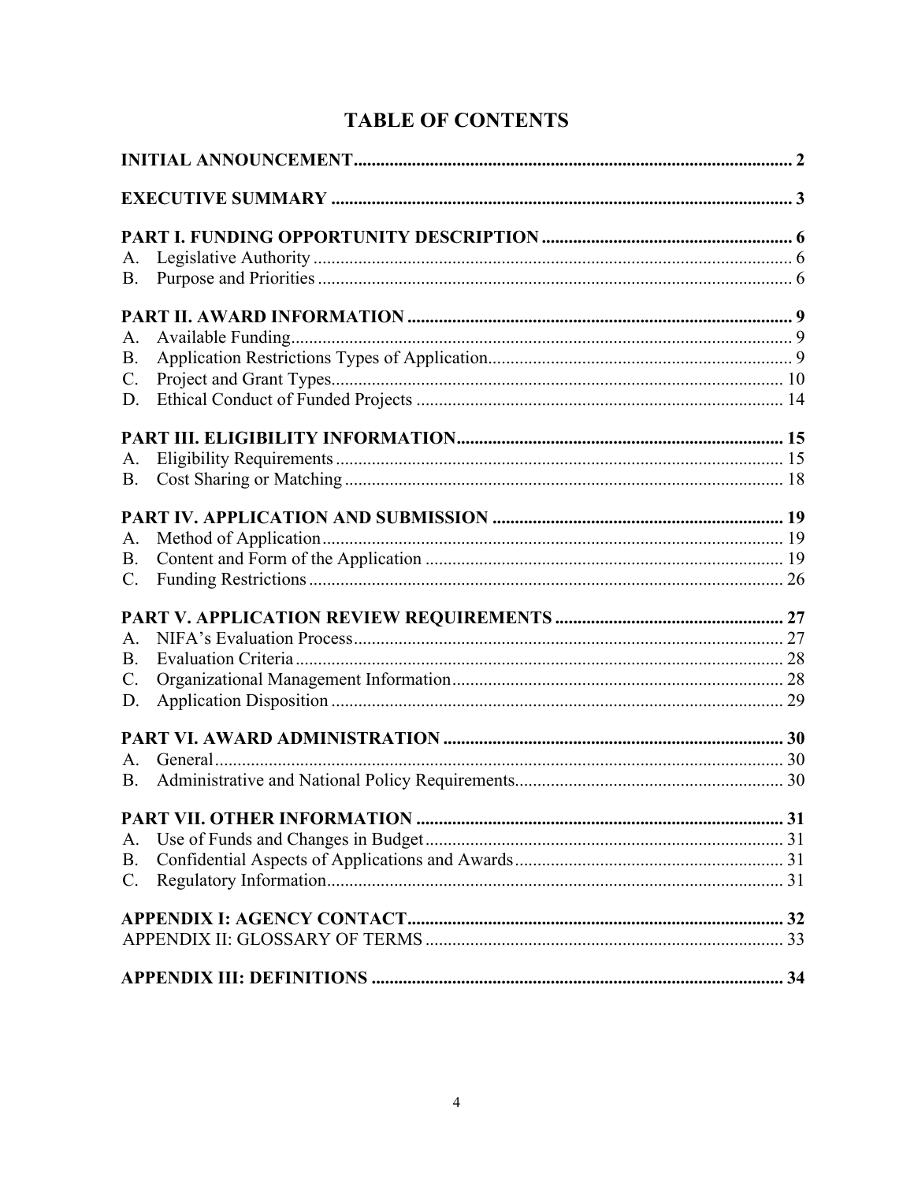# TABLE OF CONTENTS

**INITIAL ANNOUNCEMENT** .......... 2

**EXECUTIVE SUMMARY** .......... 3

**PART I. FUNDING OPPORTUNITY DESCRIPTION** .......... 6

A. Legislative Authority .......... 6
B. Purpose and Priorities .......... 6

**PART II. AWARD INFORMATION** .......... 9

A. Available Funding .......... 9
B. Application Restrictions Types of Application .......... 9
C. Project and Grant Types .......... 10
D. Ethical Conduct of Funded Projects .......... 14

**PART III. ELIGIBILITY INFORMATION** .......... 15

A. Eligibility Requirements .......... 15
B. Cost Sharing or Matching .......... 18

**PART IV. APPLICATION AND SUBMISSION** .......... 19

A. Method of Application .......... 19
B. Content and Form of the Application .......... 19
C. Funding Restrictions .......... 26

**PART V. APPLICATION REVIEW REQUIREMENTS** .......... 27

A. NIFA's Evaluation Process .......... 27
B. Evaluation Criteria .......... 28
C. Organizational Management Information .......... 28
D. Application Disposition .......... 29

**PART VI. AWARD ADMINISTRATION** .......... 30

A. General .......... 30
B. Administrative and National Policy Requirements .......... 30

**PART VII. OTHER INFORMATION** .......... 31

A. Use of Funds and Changes in Budget .......... 31
B. Confidential Aspects of Applications and Awards .......... 31
C. Regulatory Information .......... 31

**APPENDIX I: AGENCY CONTACT** .......... 32

APPENDIX II: GLOSSARY OF TERMS .......... 33

**APPENDIX III: DEFINITIONS** .......... 34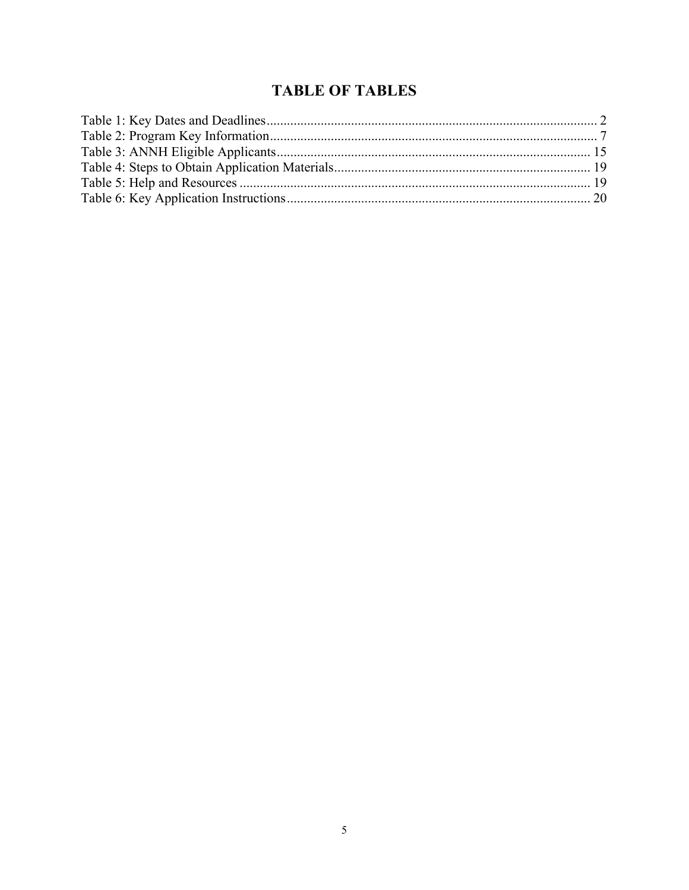# TABLE OF TABLES

Table 1: Key Dates and Deadlines .................................................................................................. 2
Table 2: Program Key Information ................................................................................................ 7
Table 3: ANNH Eligible Applicants ............................................................................................. 15
Table 4: Steps to Obtain Application Materials ........................................................................... 19
Table 5: Help and Resources ........................................................................................................ 19
Table 6: Key Application Instructions .......................................................................................... 20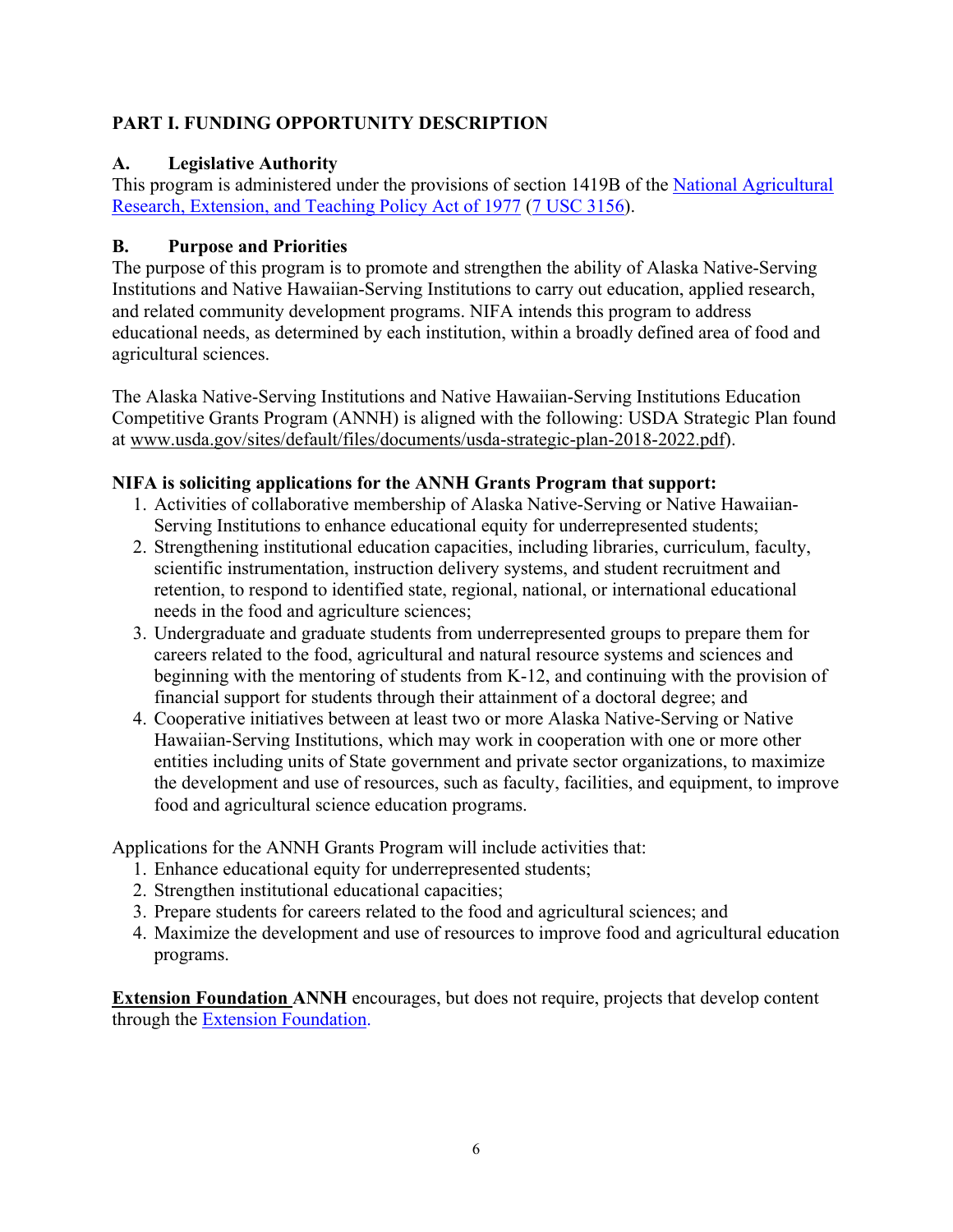## PART I. FUNDING OPPORTUNITY DESCRIPTION

### A. Legislative Authority

This program is administered under the provisions of section 1419B of the National Agricultural Research, Extension, and Teaching Policy Act of 1977 (7 USC 3156).

### B. Purpose and Priorities

The purpose of this program is to promote and strengthen the ability of Alaska Native-Serving Institutions and Native Hawaiian-Serving Institutions to carry out education, applied research, and related community development programs. NIFA intends this program to address educational needs, as determined by each institution, within a broadly defined area of food and agricultural sciences.

The Alaska Native-Serving Institutions and Native Hawaiian-Serving Institutions Education Competitive Grants Program (ANNH) is aligned with the following: USDA Strategic Plan found at www.usda.gov/sites/default/files/documents/usda-strategic-plan-2018-2022.pdf).

**NIFA is soliciting applications for the ANNH Grants Program that support:**

1. Activities of collaborative membership of Alaska Native-Serving or Native Hawaiian-Serving Institutions to enhance educational equity for underrepresented students;
2. Strengthening institutional education capacities, including libraries, curriculum, faculty, scientific instrumentation, instruction delivery systems, and student recruitment and retention, to respond to identified state, regional, national, or international educational needs in the food and agriculture sciences;
3. Undergraduate and graduate students from underrepresented groups to prepare them for careers related to the food, agricultural and natural resource systems and sciences and beginning with the mentoring of students from K-12, and continuing with the provision of financial support for students through their attainment of a doctoral degree; and
4. Cooperative initiatives between at least two or more Alaska Native-Serving or Native Hawaiian-Serving Institutions, which may work in cooperation with one or more other entities including units of State government and private sector organizations, to maximize the development and use of resources, such as faculty, facilities, and equipment, to improve food and agricultural science education programs.

Applications for the ANNH Grants Program will include activities that:

1. Enhance educational equity for underrepresented students;
2. Strengthen institutional educational capacities;
3. Prepare students for careers related to the food and agricultural sciences; and
4. Maximize the development and use of resources to improve food and agricultural education programs.

**Extension Foundation ANNH** encourages, but does not require, projects that develop content through the Extension Foundation.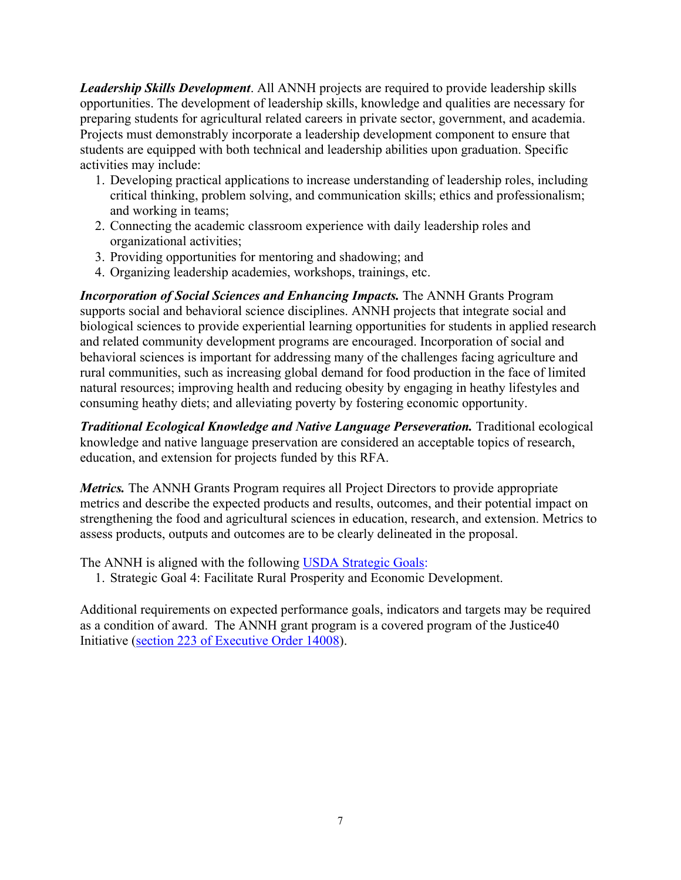***Leadership Skills Development***. All ANNH projects are required to provide leadership skills opportunities. The development of leadership skills, knowledge and qualities are necessary for preparing students for agricultural related careers in private sector, government, and academia. Projects must demonstrably incorporate a leadership development component to ensure that students are equipped with both technical and leadership abilities upon graduation. Specific activities may include:

1. Developing practical applications to increase understanding of leadership roles, including critical thinking, problem solving, and communication skills; ethics and professionalism; and working in teams;
2. Connecting the academic classroom experience with daily leadership roles and organizational activities;
3. Providing opportunities for mentoring and shadowing; and
4. Organizing leadership academies, workshops, trainings, etc.

***Incorporation of Social Sciences and Enhancing Impacts.*** The ANNH Grants Program supports social and behavioral science disciplines. ANNH projects that integrate social and biological sciences to provide experiential learning opportunities for students in applied research and related community development programs are encouraged. Incorporation of social and behavioral sciences is important for addressing many of the challenges facing agriculture and rural communities, such as increasing global demand for food production in the face of limited natural resources; improving health and reducing obesity by engaging in heathy lifestyles and consuming heathy diets; and alleviating poverty by fostering economic opportunity.

***Traditional Ecological Knowledge and Native Language Perseveration.*** Traditional ecological knowledge and native language preservation are considered an acceptable topics of research, education, and extension for projects funded by this RFA.

***Metrics.*** The ANNH Grants Program requires all Project Directors to provide appropriate metrics and describe the expected products and results, outcomes, and their potential impact on strengthening the food and agricultural sciences in education, research, and extension. Metrics to assess products, outputs and outcomes are to be clearly delineated in the proposal.

The ANNH is aligned with the following USDA Strategic Goals:

1. Strategic Goal 4: Facilitate Rural Prosperity and Economic Development.

Additional requirements on expected performance goals, indicators and targets may be required as a condition of award. The ANNH grant program is a covered program of the Justice40 Initiative (section 223 of Executive Order 14008).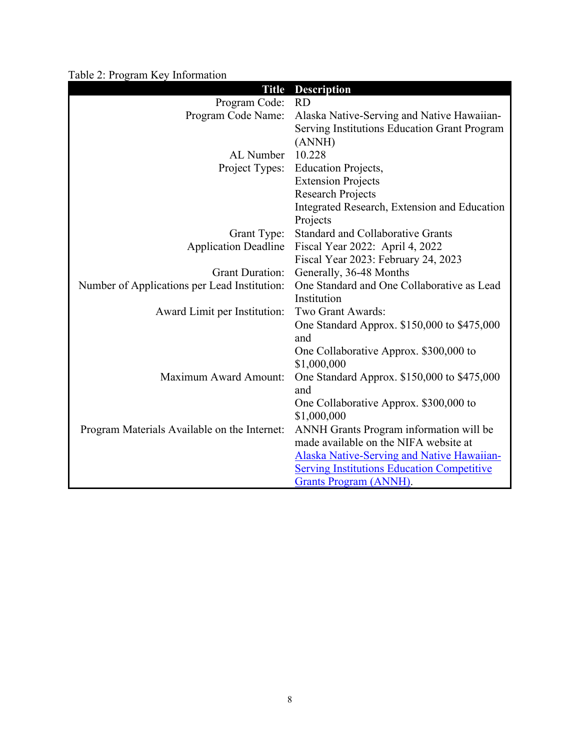Table 2: Program Key Information

| Title | Description |
|---|---|
| Program Code: | RD |
| Program Code Name: | Alaska Native-Serving and Native Hawaiian-Serving Institutions Education Grant Program (ANNH) |
| AL Number | 10.228 |
| Project Types: | Education Projects, Extension Projects Research Projects Integrated Research, Extension and Education Projects |
| Grant Type: | Standard and Collaborative Grants |
| Application Deadline | Fiscal Year 2022: April 4, 2022 Fiscal Year 2023: February 24, 2023 |
| Grant Duration: | Generally, 36-48 Months |
| Number of Applications per Lead Institution: | One Standard and One Collaborative as Lead Institution |
| Award Limit per Institution: | Two Grant Awards: One Standard Approx. $150,000 to $475,000 and One Collaborative Approx. $300,000 to $1,000,000 |
| Maximum Award Amount: | One Standard Approx. $150,000 to $475,000 and One Collaborative Approx. $300,000 to $1,000,000 |
| Program Materials Available on the Internet: | ANNH Grants Program information will be made available on the NIFA website at Alaska Native-Serving and Native Hawaiian-Serving Institutions Education Competitive Grants Program (ANNH). |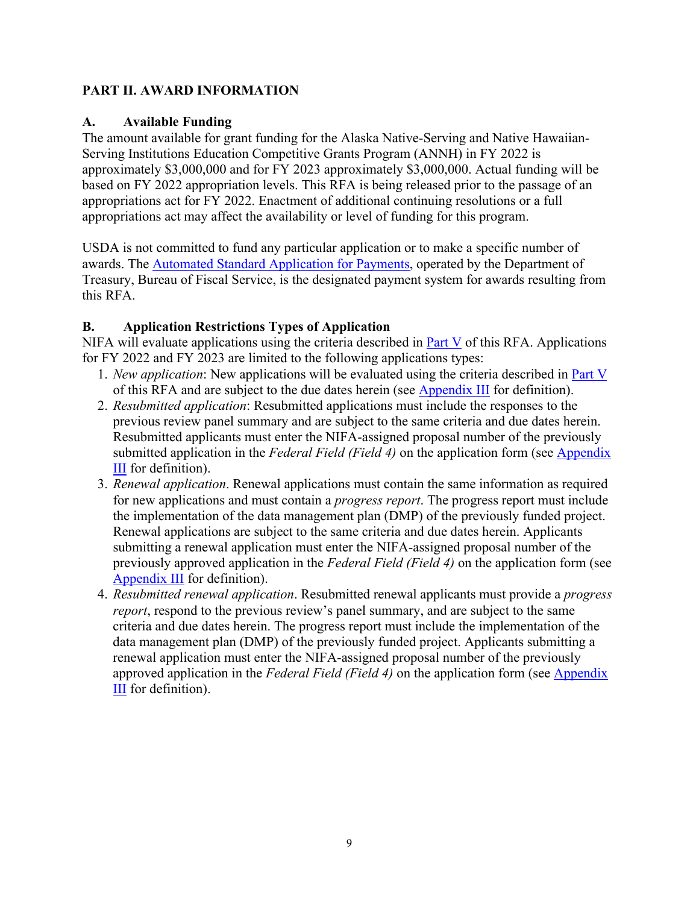## PART II. AWARD INFORMATION

### A. Available Funding

The amount available for grant funding for the Alaska Native-Serving and Native Hawaiian-Serving Institutions Education Competitive Grants Program (ANNH) in FY 2022 is approximately $3,000,000 and for FY 2023 approximately $3,000,000. Actual funding will be based on FY 2022 appropriation levels. This RFA is being released prior to the passage of an appropriations act for FY 2022. Enactment of additional continuing resolutions or a full appropriations act may affect the availability or level of funding for this program.

USDA is not committed to fund any particular application or to make a specific number of awards. The Automated Standard Application for Payments, operated by the Department of Treasury, Bureau of Fiscal Service, is the designated payment system for awards resulting from this RFA.

### B. Application Restrictions Types of Application

NIFA will evaluate applications using the criteria described in Part V of this RFA. Applications for FY 2022 and FY 2023 are limited to the following applications types:

1. *New application*: New applications will be evaluated using the criteria described in Part V of this RFA and are subject to the due dates herein (see Appendix III for definition).
2. *Resubmitted application*: Resubmitted applications must include the responses to the previous review panel summary and are subject to the same criteria and due dates herein. Resubmitted applicants must enter the NIFA-assigned proposal number of the previously submitted application in the *Federal Field (Field 4)* on the application form (see Appendix III for definition).
3. *Renewal application*. Renewal applications must contain the same information as required for new applications and must contain a *progress report*. The progress report must include the implementation of the data management plan (DMP) of the previously funded project. Renewal applications are subject to the same criteria and due dates herein. Applicants submitting a renewal application must enter the NIFA-assigned proposal number of the previously approved application in the *Federal Field (Field 4)* on the application form (see Appendix III for definition).
4. *Resubmitted renewal application*. Resubmitted renewal applicants must provide a *progress report*, respond to the previous review's panel summary, and are subject to the same criteria and due dates herein. The progress report must include the implementation of the data management plan (DMP) of the previously funded project. Applicants submitting a renewal application must enter the NIFA-assigned proposal number of the previously approved application in the *Federal Field (Field 4)* on the application form (see Appendix III for definition).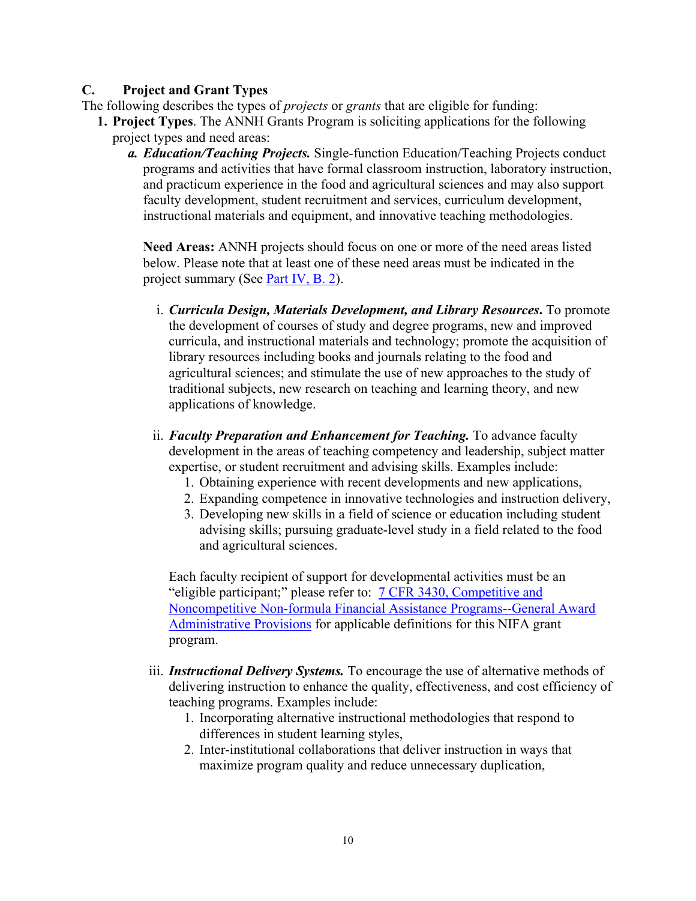## C. Project and Grant Types

The following describes the types of *projects* or *grants* that are eligible for funding:

1. **Project Types**. The ANNH Grants Program is soliciting applications for the following project types and need areas:

   a. ***Education/Teaching Projects.*** Single-function Education/Teaching Projects conduct programs and activities that have formal classroom instruction, laboratory instruction, and practicum experience in the food and agricultural sciences and may also support faculty development, student recruitment and services, curriculum development, instructional materials and equipment, and innovative teaching methodologies.

      **Need Areas:** ANNH projects should focus on one or more of the need areas listed below. Please note that at least one of these need areas must be indicated in the project summary (See Part IV, B. 2).

      i. ***Curricula Design, Materials Development, and Library Resources.*** To promote the development of courses of study and degree programs, new and improved curricula, and instructional materials and technology; promote the acquisition of library resources including books and journals relating to the food and agricultural sciences; and stimulate the use of new approaches to the study of traditional subjects, new research on teaching and learning theory, and new applications of knowledge.

      ii. ***Faculty Preparation and Enhancement for Teaching.*** To advance faculty development in the areas of teaching competency and leadership, subject matter expertise, or student recruitment and advising skills. Examples include:
         1. Obtaining experience with recent developments and new applications,
         2. Expanding competence in innovative technologies and instruction delivery,
         3. Developing new skills in a field of science or education including student advising skills; pursuing graduate-level study in a field related to the food and agricultural sciences.

         Each faculty recipient of support for developmental activities must be an "eligible participant;" please refer to: 7 CFR 3430, Competitive and Noncompetitive Non-formula Financial Assistance Programs--General Award Administrative Provisions for applicable definitions for this NIFA grant program.

      iii. ***Instructional Delivery Systems.*** To encourage the use of alternative methods of delivering instruction to enhance the quality, effectiveness, and cost efficiency of teaching programs. Examples include:
         1. Incorporating alternative instructional methodologies that respond to differences in student learning styles,
         2. Inter-institutional collaborations that deliver instruction in ways that maximize program quality and reduce unnecessary duplication,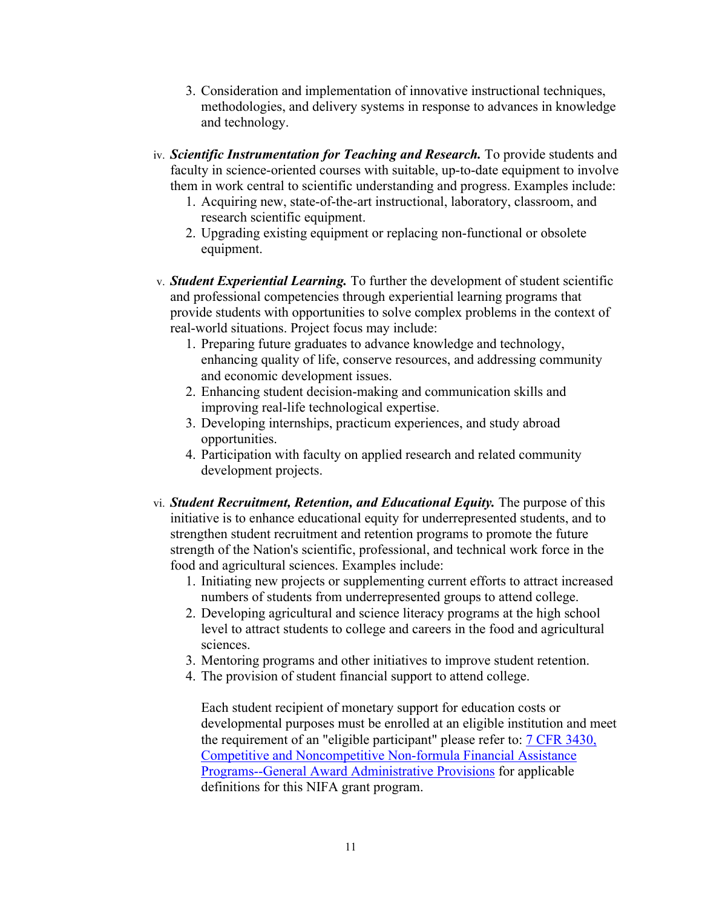3. Consideration and implementation of innovative instructional techniques, methodologies, and delivery systems in response to advances in knowledge and technology.

iv. ***Scientific Instrumentation for Teaching and Research.*** To provide students and faculty in science-oriented courses with suitable, up-to-date equipment to involve them in work central to scientific understanding and progress. Examples include:
   1. Acquiring new, state-of-the-art instructional, laboratory, classroom, and research scientific equipment.
   2. Upgrading existing equipment or replacing non-functional or obsolete equipment.

v. ***Student Experiential Learning.*** To further the development of student scientific and professional competencies through experiential learning programs that provide students with opportunities to solve complex problems in the context of real-world situations. Project focus may include:
   1. Preparing future graduates to advance knowledge and technology, enhancing quality of life, conserve resources, and addressing community and economic development issues.
   2. Enhancing student decision-making and communication skills and improving real-life technological expertise.
   3. Developing internships, practicum experiences, and study abroad opportunities.
   4. Participation with faculty on applied research and related community development projects.

vi. ***Student Recruitment, Retention, and Educational Equity.*** The purpose of this initiative is to enhance educational equity for underrepresented students, and to strengthen student recruitment and retention programs to promote the future strength of the Nation's scientific, professional, and technical work force in the food and agricultural sciences. Examples include:
   1. Initiating new projects or supplementing current efforts to attract increased numbers of students from underrepresented groups to attend college.
   2. Developing agricultural and science literacy programs at the high school level to attract students to college and careers in the food and agricultural sciences.
   3. Mentoring programs and other initiatives to improve student retention.
   4. The provision of student financial support to attend college.

   Each student recipient of monetary support for education costs or developmental purposes must be enrolled at an eligible institution and meet the requirement of an "eligible participant" please refer to: 7 CFR 3430, Competitive and Noncompetitive Non-formula Financial Assistance Programs--General Award Administrative Provisions for applicable definitions for this NIFA grant program.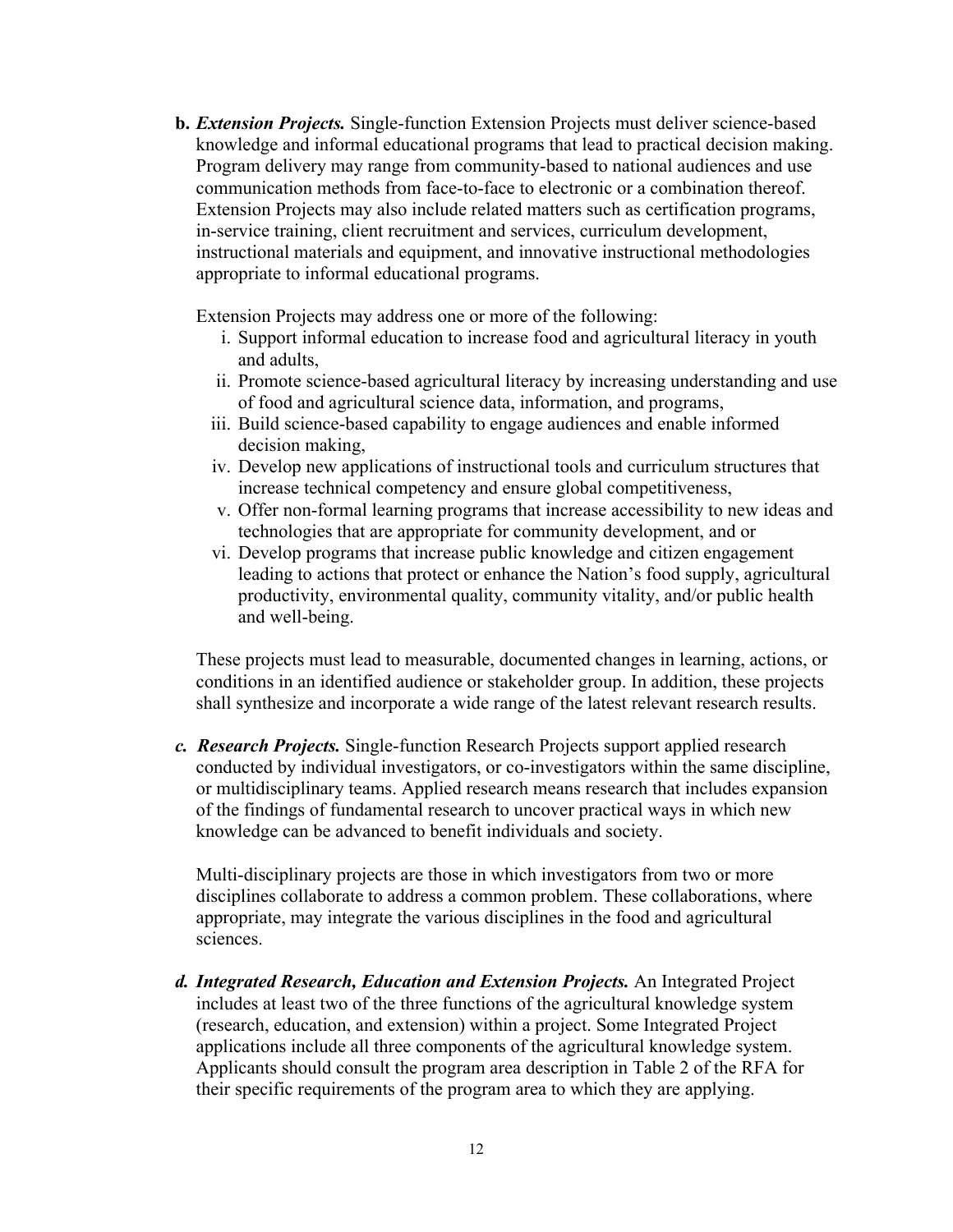**b.** ***Extension Projects.*** Single-function Extension Projects must deliver science-based knowledge and informal educational programs that lead to practical decision making. Program delivery may range from community-based to national audiences and use communication methods from face-to-face to electronic or a combination thereof. Extension Projects may also include related matters such as certification programs, in-service training, client recruitment and services, curriculum development, instructional materials and equipment, and innovative instructional methodologies appropriate to informal educational programs.

Extension Projects may address one or more of the following:

i. Support informal education to increase food and agricultural literacy in youth and adults,
ii. Promote science-based agricultural literacy by increasing understanding and use of food and agricultural science data, information, and programs,
iii. Build science-based capability to engage audiences and enable informed decision making,
iv. Develop new applications of instructional tools and curriculum structures that increase technical competency and ensure global competitiveness,
v. Offer non-formal learning programs that increase accessibility to new ideas and technologies that are appropriate for community development, and or
vi. Develop programs that increase public knowledge and citizen engagement leading to actions that protect or enhance the Nation's food supply, agricultural productivity, environmental quality, community vitality, and/or public health and well-being.

These projects must lead to measurable, documented changes in learning, actions, or conditions in an identified audience or stakeholder group. In addition, these projects shall synthesize and incorporate a wide range of the latest relevant research results.

***c. Research Projects.*** Single-function Research Projects support applied research conducted by individual investigators, or co-investigators within the same discipline, or multidisciplinary teams. Applied research means research that includes expansion of the findings of fundamental research to uncover practical ways in which new knowledge can be advanced to benefit individuals and society.

Multi-disciplinary projects are those in which investigators from two or more disciplines collaborate to address a common problem. These collaborations, where appropriate, may integrate the various disciplines in the food and agricultural sciences.

***d. Integrated Research, Education and Extension Projects.*** An Integrated Project includes at least two of the three functions of the agricultural knowledge system (research, education, and extension) within a project. Some Integrated Project applications include all three components of the agricultural knowledge system. Applicants should consult the program area description in Table 2 of the RFA for their specific requirements of the program area to which they are applying.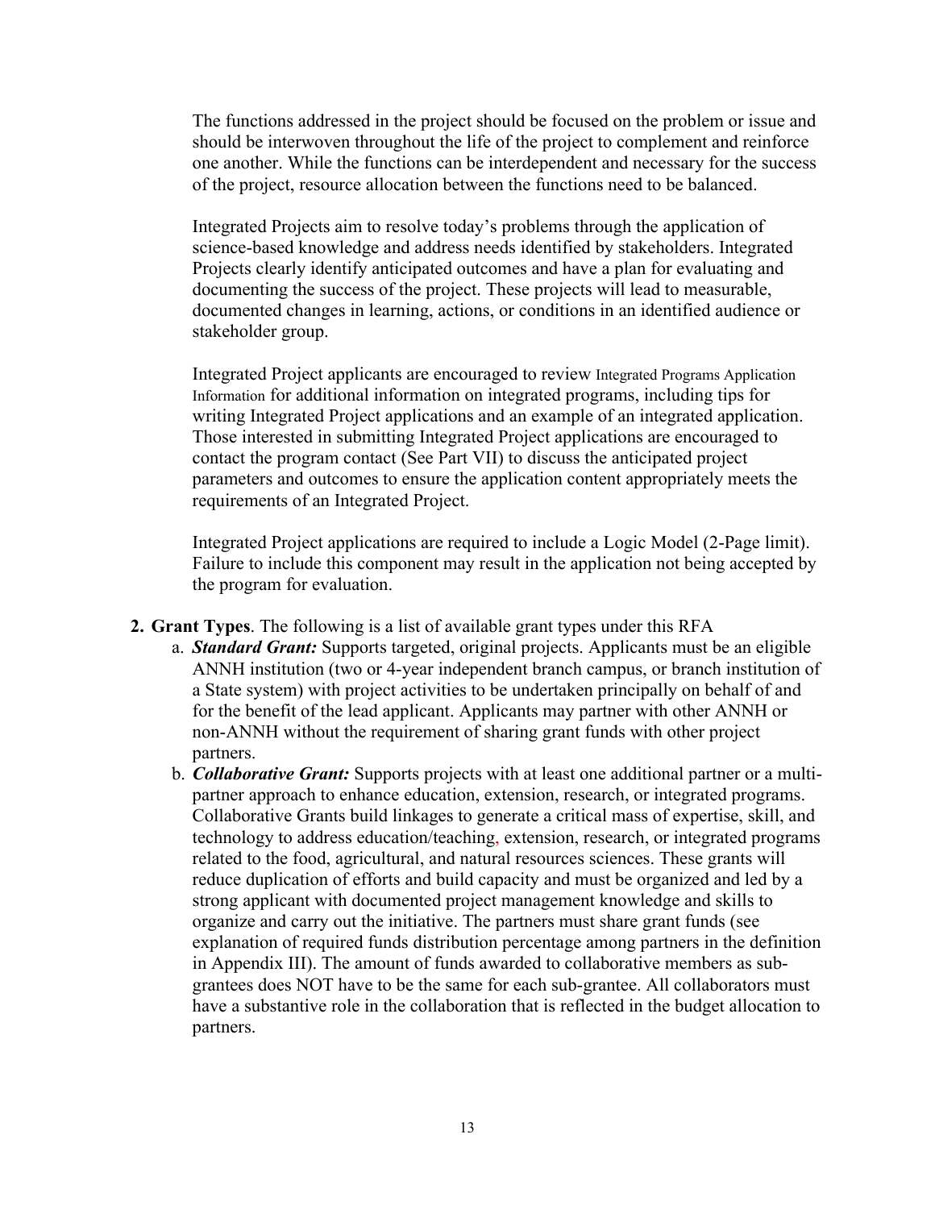The functions addressed in the project should be focused on the problem or issue and should be interwoven throughout the life of the project to complement and reinforce one another. While the functions can be interdependent and necessary for the success of the project, resource allocation between the functions need to be balanced.

Integrated Projects aim to resolve today's problems through the application of science-based knowledge and address needs identified by stakeholders. Integrated Projects clearly identify anticipated outcomes and have a plan for evaluating and documenting the success of the project. These projects will lead to measurable, documented changes in learning, actions, or conditions in an identified audience or stakeholder group.

Integrated Project applicants are encouraged to review Integrated Programs Application Information for additional information on integrated programs, including tips for writing Integrated Project applications and an example of an integrated application. Those interested in submitting Integrated Project applications are encouraged to contact the program contact (See Part VII) to discuss the anticipated project parameters and outcomes to ensure the application content appropriately meets the requirements of an Integrated Project.

Integrated Project applications are required to include a Logic Model (2-Page limit). Failure to include this component may result in the application not being accepted by the program for evaluation.

2. **Grant Types**. The following is a list of available grant types under this RFA
   a. ***Standard Grant:*** Supports targeted, original projects. Applicants must be an eligible ANNH institution (two or 4-year independent branch campus, or branch institution of a State system) with project activities to be undertaken principally on behalf of and for the benefit of the lead applicant. Applicants may partner with other ANNH or non-ANNH without the requirement of sharing grant funds with other project partners.
   b. ***Collaborative Grant:*** Supports projects with at least one additional partner or a multi-partner approach to enhance education, extension, research, or integrated programs. Collaborative Grants build linkages to generate a critical mass of expertise, skill, and technology to address education/teaching, extension, research, or integrated programs related to the food, agricultural, and natural resources sciences. These grants will reduce duplication of efforts and build capacity and must be organized and led by a strong applicant with documented project management knowledge and skills to organize and carry out the initiative. The partners must share grant funds (see explanation of required funds distribution percentage among partners in the definition in Appendix III). The amount of funds awarded to collaborative members as sub-grantees does NOT have to be the same for each sub-grantee. All collaborators must have a substantive role in the collaboration that is reflected in the budget allocation to partners.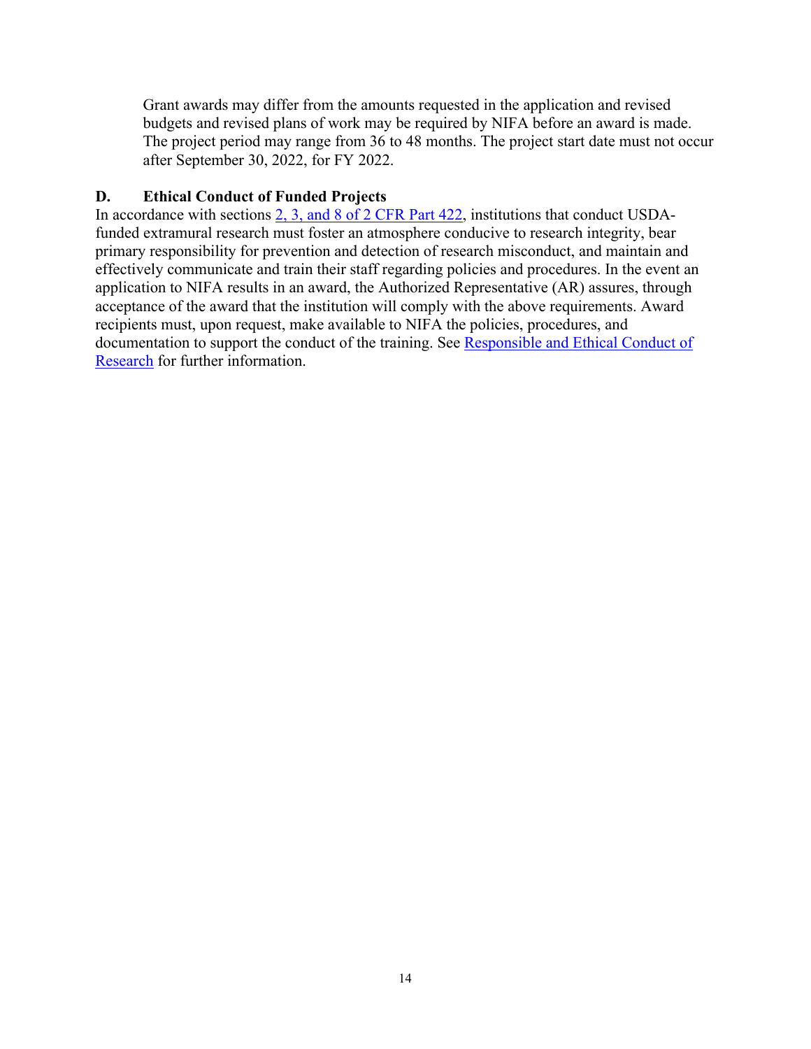Grant awards may differ from the amounts requested in the application and revised budgets and revised plans of work may be required by NIFA before an award is made. The project period may range from 36 to 48 months. The project start date must not occur after September 30, 2022, for FY 2022.

## D. Ethical Conduct of Funded Projects

In accordance with sections 2, 3, and 8 of 2 CFR Part 422, institutions that conduct USDA-funded extramural research must foster an atmosphere conducive to research integrity, bear primary responsibility for prevention and detection of research misconduct, and maintain and effectively communicate and train their staff regarding policies and procedures. In the event an application to NIFA results in an award, the Authorized Representative (AR) assures, through acceptance of the award that the institution will comply with the above requirements. Award recipients must, upon request, make available to NIFA the policies, procedures, and documentation to support the conduct of the training. See Responsible and Ethical Conduct of Research for further information.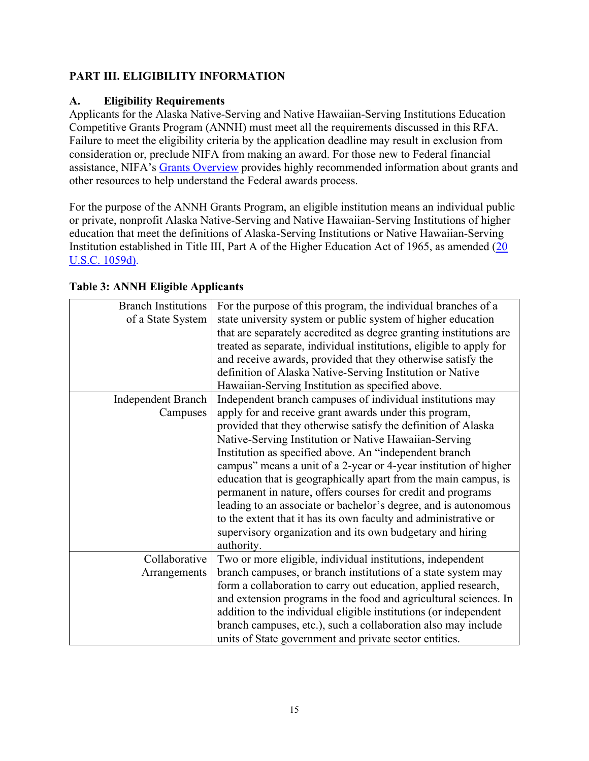## PART III. ELIGIBILITY INFORMATION

### A. Eligibility Requirements

Applicants for the Alaska Native-Serving and Native Hawaiian-Serving Institutions Education Competitive Grants Program (ANNH) must meet all the requirements discussed in this RFA. Failure to meet the eligibility criteria by the application deadline may result in exclusion from consideration or, preclude NIFA from making an award. For those new to Federal financial assistance, NIFA's [Grants Overview](Grants Overview) provides highly recommended information about grants and other resources to help understand the Federal awards process.

For the purpose of the ANNH Grants Program, an eligible institution means an individual public or private, nonprofit Alaska Native-Serving and Native Hawaiian-Serving Institutions of higher education that meet the definitions of Alaska-Serving Institutions or Native Hawaiian-Serving Institution established in Title III, Part A of the Higher Education Act of 1965, as amended ([20 U.S.C. 1059d)](20 U.S.C. 1059d).

**Table 3: ANNH Eligible Applicants**

| | |
|---|---|
| Branch Institutions of a State System | For the purpose of this program, the individual branches of a state university system or public system of higher education that are separately accredited as degree granting institutions are treated as separate, individual institutions, eligible to apply for and receive awards, provided that they otherwise satisfy the definition of Alaska Native-Serving Institution or Native Hawaiian-Serving Institution as specified above. |
| Independent Branch Campuses | Independent branch campuses of individual institutions may apply for and receive grant awards under this program, provided that they otherwise satisfy the definition of Alaska Native-Serving Institution or Native Hawaiian-Serving Institution as specified above. An "independent branch campus" means a unit of a 2-year or 4-year institution of higher education that is geographically apart from the main campus, is permanent in nature, offers courses for credit and programs leading to an associate or bachelor's degree, and is autonomous to the extent that it has its own faculty and administrative or supervisory organization and its own budgetary and hiring authority. |
| Collaborative Arrangements | Two or more eligible, individual institutions, independent branch campuses, or branch institutions of a state system may form a collaboration to carry out education, applied research, and extension programs in the food and agricultural sciences. In addition to the individual eligible institutions (or independent branch campuses, etc.), such a collaboration also may include units of State government and private sector entities. |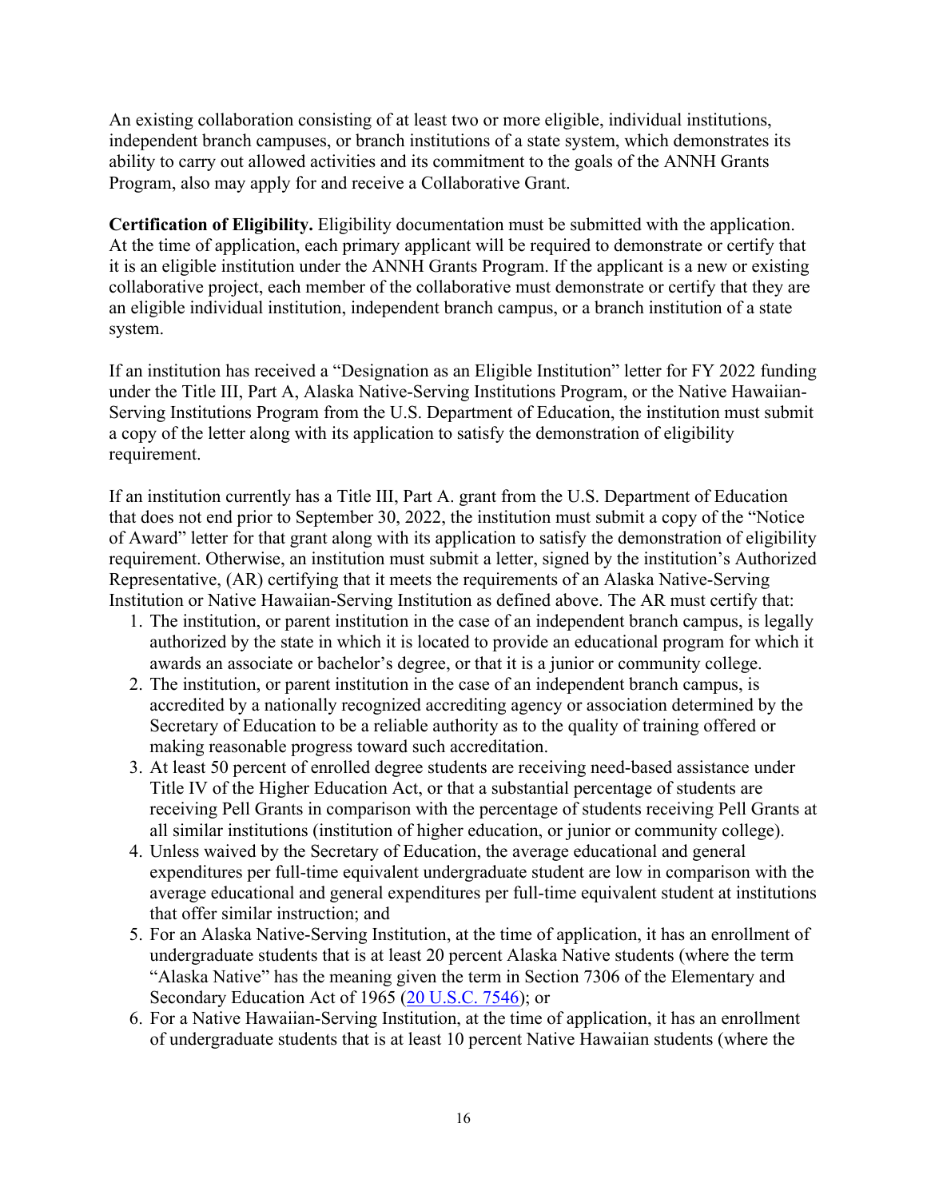An existing collaboration consisting of at least two or more eligible, individual institutions, independent branch campuses, or branch institutions of a state system, which demonstrates its ability to carry out allowed activities and its commitment to the goals of the ANNH Grants Program, also may apply for and receive a Collaborative Grant.

**Certification of Eligibility.** Eligibility documentation must be submitted with the application. At the time of application, each primary applicant will be required to demonstrate or certify that it is an eligible institution under the ANNH Grants Program. If the applicant is a new or existing collaborative project, each member of the collaborative must demonstrate or certify that they are an eligible individual institution, independent branch campus, or a branch institution of a state system.

If an institution has received a "Designation as an Eligible Institution" letter for FY 2022 funding under the Title III, Part A, Alaska Native-Serving Institutions Program, or the Native Hawaiian-Serving Institutions Program from the U.S. Department of Education, the institution must submit a copy of the letter along with its application to satisfy the demonstration of eligibility requirement.

If an institution currently has a Title III, Part A. grant from the U.S. Department of Education that does not end prior to September 30, 2022, the institution must submit a copy of the "Notice of Award" letter for that grant along with its application to satisfy the demonstration of eligibility requirement. Otherwise, an institution must submit a letter, signed by the institution's Authorized Representative, (AR) certifying that it meets the requirements of an Alaska Native-Serving Institution or Native Hawaiian-Serving Institution as defined above. The AR must certify that:

1. The institution, or parent institution in the case of an independent branch campus, is legally authorized by the state in which it is located to provide an educational program for which it awards an associate or bachelor's degree, or that it is a junior or community college.
2. The institution, or parent institution in the case of an independent branch campus, is accredited by a nationally recognized accrediting agency or association determined by the Secretary of Education to be a reliable authority as to the quality of training offered or making reasonable progress toward such accreditation.
3. At least 50 percent of enrolled degree students are receiving need-based assistance under Title IV of the Higher Education Act, or that a substantial percentage of students are receiving Pell Grants in comparison with the percentage of students receiving Pell Grants at all similar institutions (institution of higher education, or junior or community college).
4. Unless waived by the Secretary of Education, the average educational and general expenditures per full-time equivalent undergraduate student are low in comparison with the average educational and general expenditures per full-time equivalent student at institutions that offer similar instruction; and
5. For an Alaska Native-Serving Institution, at the time of application, it has an enrollment of undergraduate students that is at least 20 percent Alaska Native students (where the term "Alaska Native" has the meaning given the term in Section 7306 of the Elementary and Secondary Education Act of 1965 ([20 U.S.C. 7546](20 U.S.C. 7546)); or
6. For a Native Hawaiian-Serving Institution, at the time of application, it has an enrollment of undergraduate students that is at least 10 percent Native Hawaiian students (where the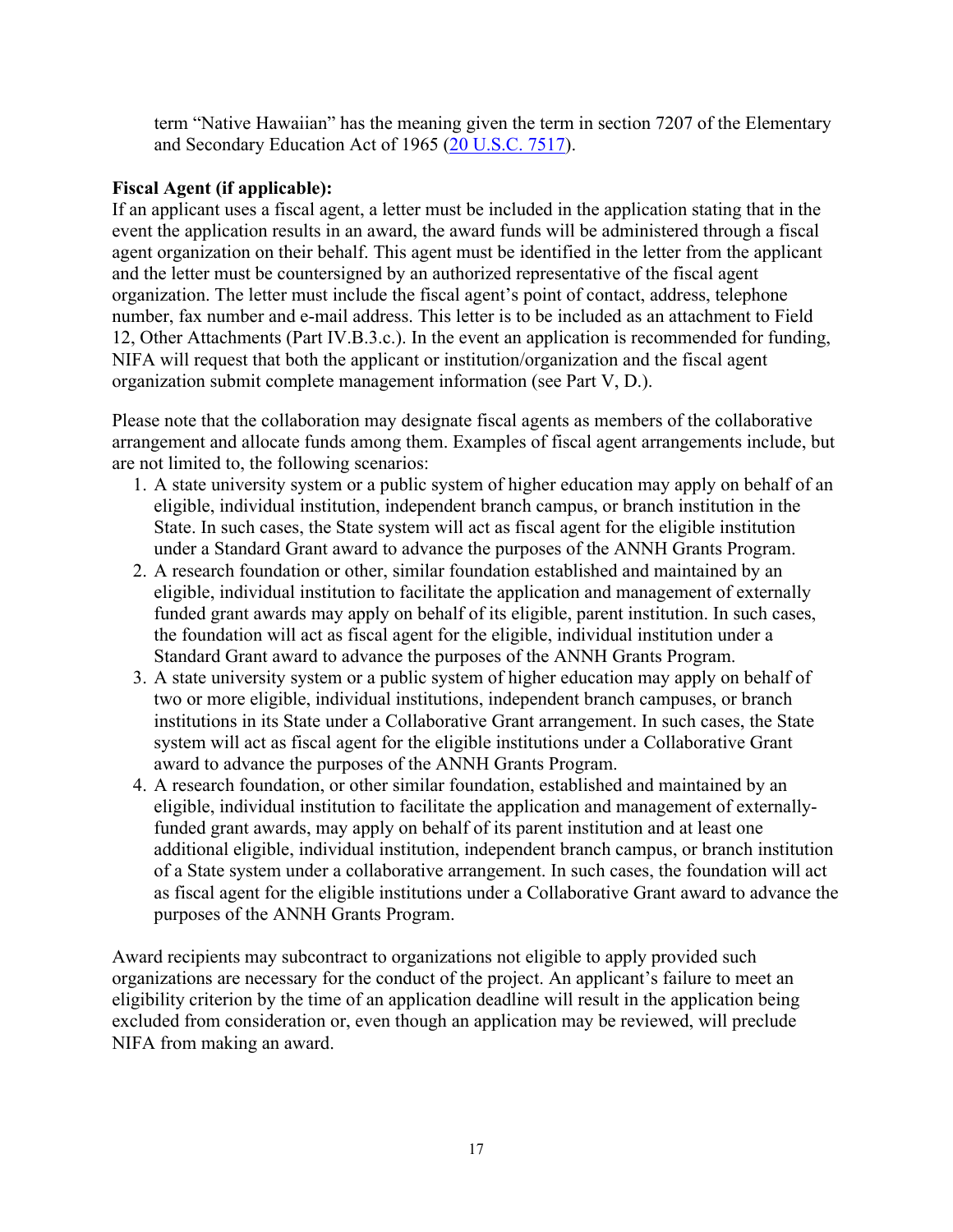term "Native Hawaiian" has the meaning given the term in section 7207 of the Elementary and Secondary Education Act of 1965 (20 U.S.C. 7517).

**Fiscal Agent (if applicable):**

If an applicant uses a fiscal agent, a letter must be included in the application stating that in the event the application results in an award, the award funds will be administered through a fiscal agent organization on their behalf. This agent must be identified in the letter from the applicant and the letter must be countersigned by an authorized representative of the fiscal agent organization. The letter must include the fiscal agent's point of contact, address, telephone number, fax number and e-mail address. This letter is to be included as an attachment to Field 12, Other Attachments (Part IV.B.3.c.). In the event an application is recommended for funding, NIFA will request that both the applicant or institution/organization and the fiscal agent organization submit complete management information (see Part V, D.).

Please note that the collaboration may designate fiscal agents as members of the collaborative arrangement and allocate funds among them. Examples of fiscal agent arrangements include, but are not limited to, the following scenarios:

1. A state university system or a public system of higher education may apply on behalf of an eligible, individual institution, independent branch campus, or branch institution in the State. In such cases, the State system will act as fiscal agent for the eligible institution under a Standard Grant award to advance the purposes of the ANNH Grants Program.
2. A research foundation or other, similar foundation established and maintained by an eligible, individual institution to facilitate the application and management of externally funded grant awards may apply on behalf of its eligible, parent institution. In such cases, the foundation will act as fiscal agent for the eligible, individual institution under a Standard Grant award to advance the purposes of the ANNH Grants Program.
3. A state university system or a public system of higher education may apply on behalf of two or more eligible, individual institutions, independent branch campuses, or branch institutions in its State under a Collaborative Grant arrangement. In such cases, the State system will act as fiscal agent for the eligible institutions under a Collaborative Grant award to advance the purposes of the ANNH Grants Program.
4. A research foundation, or other similar foundation, established and maintained by an eligible, individual institution to facilitate the application and management of externally-funded grant awards, may apply on behalf of its parent institution and at least one additional eligible, individual institution, independent branch campus, or branch institution of a State system under a collaborative arrangement. In such cases, the foundation will act as fiscal agent for the eligible institutions under a Collaborative Grant award to advance the purposes of the ANNH Grants Program.

Award recipients may subcontract to organizations not eligible to apply provided such organizations are necessary for the conduct of the project. An applicant's failure to meet an eligibility criterion by the time of an application deadline will result in the application being excluded from consideration or, even though an application may be reviewed, will preclude NIFA from making an award.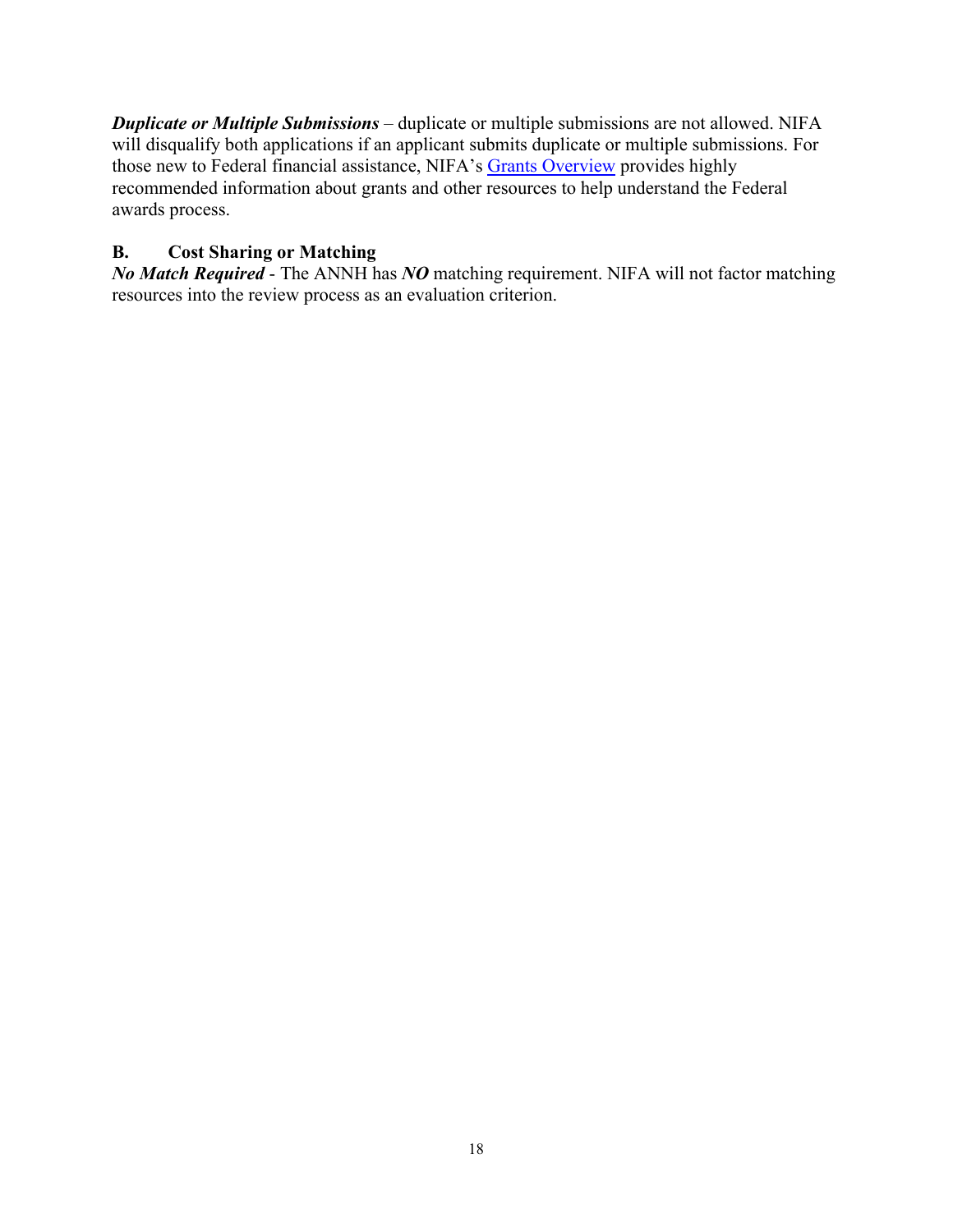***Duplicate or Multiple Submissions*** – duplicate or multiple submissions are not allowed. NIFA will disqualify both applications if an applicant submits duplicate or multiple submissions. For those new to Federal financial assistance, NIFA's Grants Overview provides highly recommended information about grants and other resources to help understand the Federal awards process.

## B. Cost Sharing or Matching

***No Match Required*** - The ANNH has ***NO*** matching requirement. NIFA will not factor matching resources into the review process as an evaluation criterion.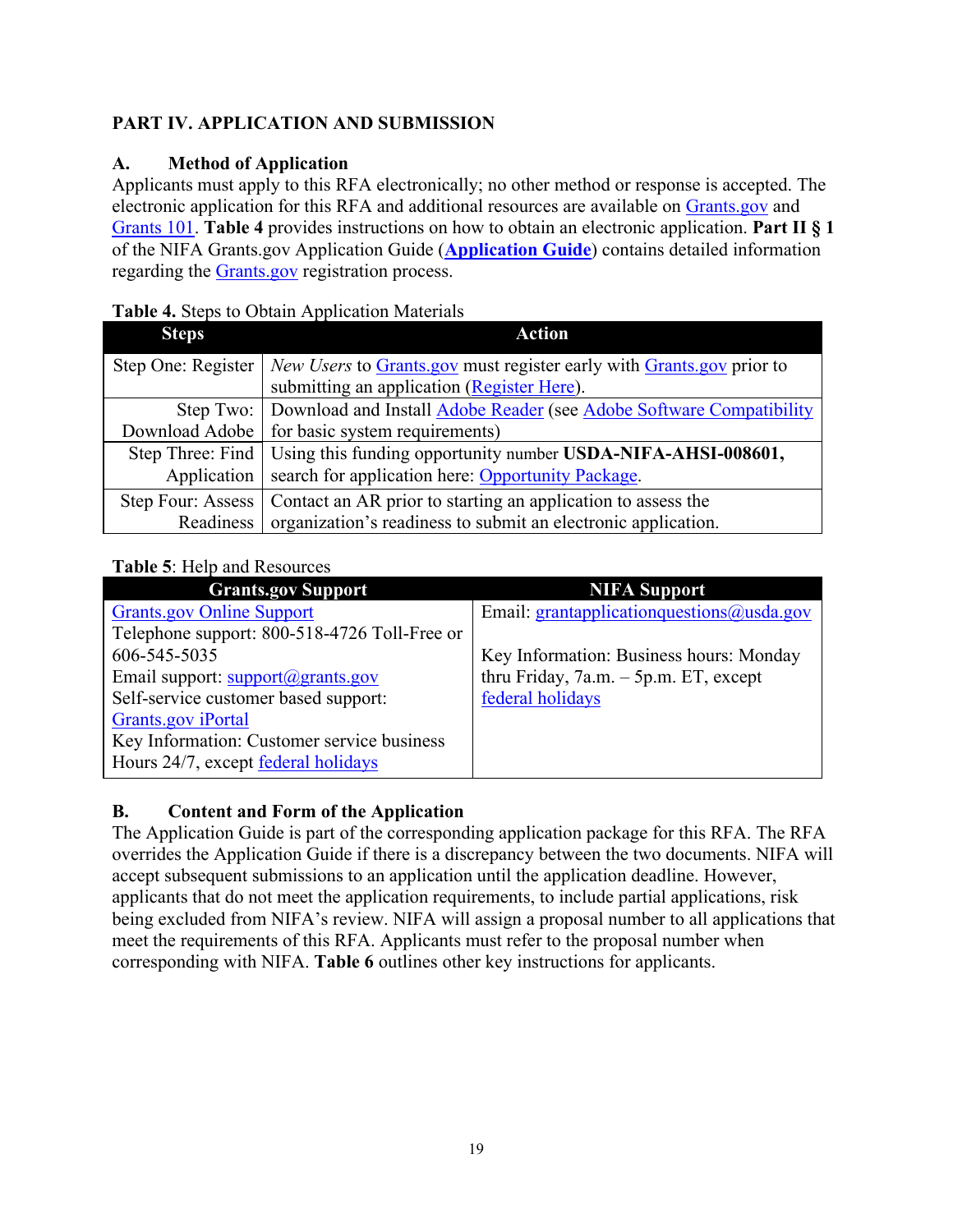## PART IV. APPLICATION AND SUBMISSION

### A. Method of Application

Applicants must apply to this RFA electronically; no other method or response is accepted. The electronic application for this RFA and additional resources are available on Grants.gov and Grants 101. **Table 4** provides instructions on how to obtain an electronic application. **Part II § 1** of the NIFA Grants.gov Application Guide (**Application Guide**) contains detailed information regarding the Grants.gov registration process.

**Table 4.** Steps to Obtain Application Materials

| Steps | Action |
|---|---|
| Step One: Register | *New Users* to Grants.gov must register early with Grants.gov prior to submitting an application (Register Here). |
| Step Two: Download Adobe | Download and Install Adobe Reader (see Adobe Software Compatibility for basic system requirements) |
| Step Three: Find Application | Using this funding opportunity number **USDA-NIFA-AHSI-008601,** search for application here: Opportunity Package. |
| Step Four: Assess Readiness | Contact an AR prior to starting an application to assess the organization's readiness to submit an electronic application. |

**Table 5**: Help and Resources

| Grants.gov Support | NIFA Support |
|---|---|
| Grants.gov Online Support<br>Telephone support: 800-518-4726 Toll-Free or 606-545-5035<br>Email support: support@grants.gov<br>Self-service customer based support: Grants.gov iPortal<br>Key Information: Customer service business Hours 24/7, except federal holidays | Email: grantapplicationquestions@usda.gov<br><br>Key Information: Business hours: Monday thru Friday, 7a.m. – 5p.m. ET, except federal holidays |

### B. Content and Form of the Application

The Application Guide is part of the corresponding application package for this RFA. The RFA overrides the Application Guide if there is a discrepancy between the two documents. NIFA will accept subsequent submissions to an application until the application deadline. However, applicants that do not meet the application requirements, to include partial applications, risk being excluded from NIFA's review. NIFA will assign a proposal number to all applications that meet the requirements of this RFA. Applicants must refer to the proposal number when corresponding with NIFA. **Table 6** outlines other key instructions for applicants.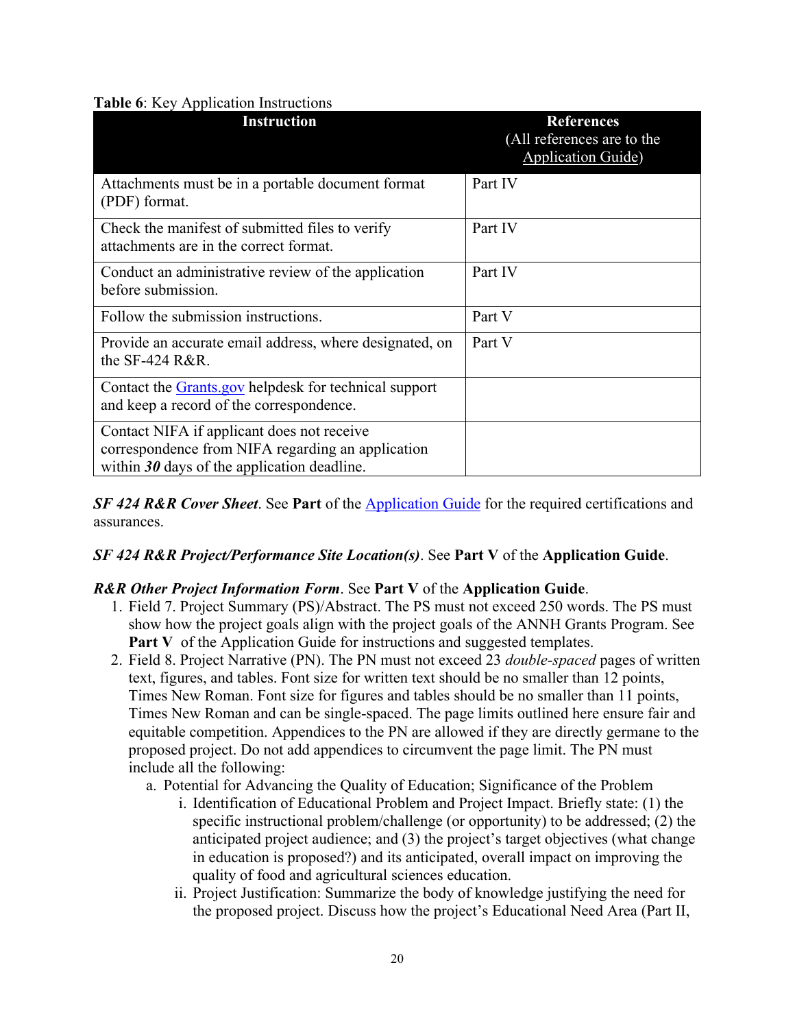**Table 6**: Key Application Instructions

| Instruction | References (All references are to the Application Guide) |
|---|---|
| Attachments must be in a portable document format (PDF) format. | Part IV |
| Check the manifest of submitted files to verify attachments are in the correct format. | Part IV |
| Conduct an administrative review of the application before submission. | Part IV |
| Follow the submission instructions. | Part V |
| Provide an accurate email address, where designated, on the SF-424 R&R. | Part V |
| Contact the Grants.gov helpdesk for technical support and keep a record of the correspondence. | |
| Contact NIFA if applicant does not receive correspondence from NIFA regarding an application within ***30*** days of the application deadline. | |

***SF 424 R&R Cover Sheet***. See **Part** of the Application Guide for the required certifications and assurances.

***SF 424 R&R Project/Performance Site Location(s)***. See **Part V** of the **Application Guide**.

***R&R Other Project Information Form***. See **Part V** of the **Application Guide**.

1. Field 7. Project Summary (PS)/Abstract. The PS must not exceed 250 words. The PS must show how the project goals align with the project goals of the ANNH Grants Program. See **Part V** of the Application Guide for instructions and suggested templates.
2. Field 8. Project Narrative (PN). The PN must not exceed 23 *double-spaced* pages of written text, figures, and tables. Font size for written text should be no smaller than 12 points, Times New Roman. Font size for figures and tables should be no smaller than 11 points, Times New Roman and can be single-spaced. The page limits outlined here ensure fair and equitable competition. Appendices to the PN are allowed if they are directly germane to the proposed project. Do not add appendices to circumvent the page limit. The PN must include all the following:
   a. Potential for Advancing the Quality of Education; Significance of the Problem
      i. Identification of Educational Problem and Project Impact. Briefly state: (1) the specific instructional problem/challenge (or opportunity) to be addressed; (2) the anticipated project audience; and (3) the project's target objectives (what change in education is proposed?) and its anticipated, overall impact on improving the quality of food and agricultural sciences education.
      ii. Project Justification: Summarize the body of knowledge justifying the need for the proposed project. Discuss how the project's Educational Need Area (Part II,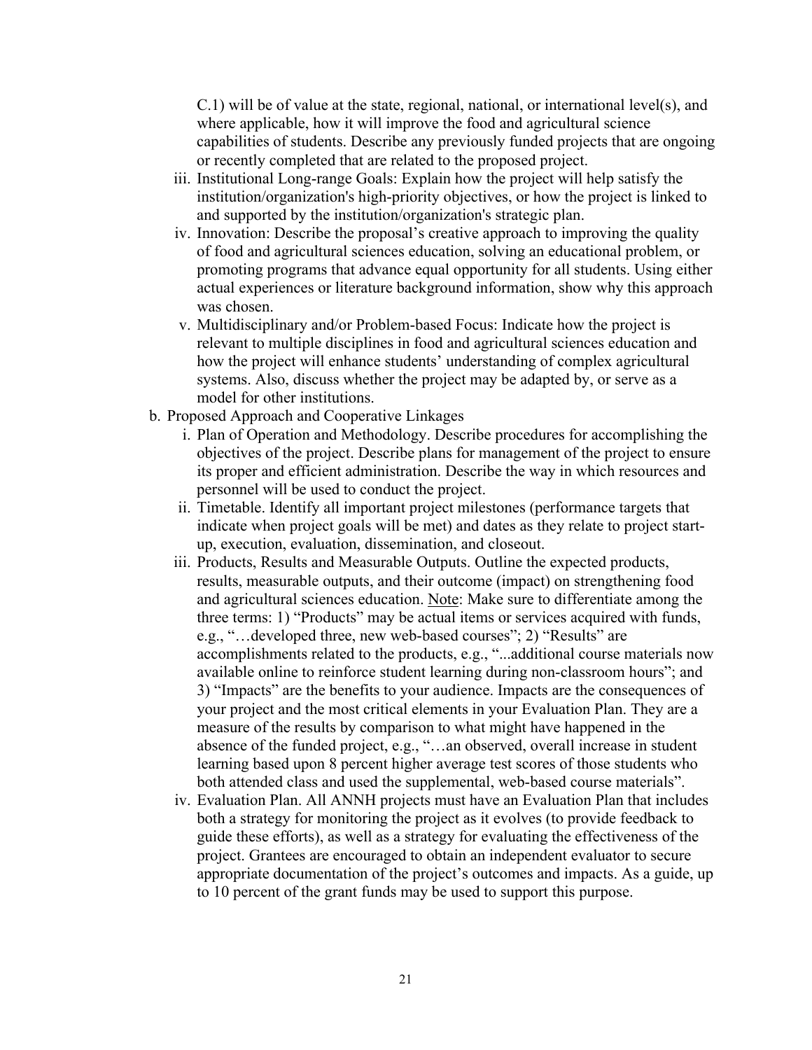C.1) will be of value at the state, regional, national, or international level(s), and where applicable, how it will improve the food and agricultural science capabilities of students. Describe any previously funded projects that are ongoing or recently completed that are related to the proposed project.

iii. Institutional Long-range Goals: Explain how the project will help satisfy the institution/organization's high-priority objectives, or how the project is linked to and supported by the institution/organization's strategic plan.

iv. Innovation: Describe the proposal's creative approach to improving the quality of food and agricultural sciences education, solving an educational problem, or promoting programs that advance equal opportunity for all students. Using either actual experiences or literature background information, show why this approach was chosen.

v. Multidisciplinary and/or Problem-based Focus: Indicate how the project is relevant to multiple disciplines in food and agricultural sciences education and how the project will enhance students' understanding of complex agricultural systems. Also, discuss whether the project may be adapted by, or serve as a model for other institutions.

b. Proposed Approach and Cooperative Linkages

i. Plan of Operation and Methodology. Describe procedures for accomplishing the objectives of the project. Describe plans for management of the project to ensure its proper and efficient administration. Describe the way in which resources and personnel will be used to conduct the project.

ii. Timetable. Identify all important project milestones (performance targets that indicate when project goals will be met) and dates as they relate to project start-up, execution, evaluation, dissemination, and closeout.

iii. Products, Results and Measurable Outputs. Outline the expected products, results, measurable outputs, and their outcome (impact) on strengthening food and agricultural sciences education. Note: Make sure to differentiate among the three terms: 1) "Products" may be actual items or services acquired with funds, e.g., "…developed three, new web-based courses"; 2) "Results" are accomplishments related to the products, e.g., "...additional course materials now available online to reinforce student learning during non-classroom hours"; and 3) "Impacts" are the benefits to your audience. Impacts are the consequences of your project and the most critical elements in your Evaluation Plan. They are a measure of the results by comparison to what might have happened in the absence of the funded project, e.g., "…an observed, overall increase in student learning based upon 8 percent higher average test scores of those students who both attended class and used the supplemental, web-based course materials".

iv. Evaluation Plan. All ANNH projects must have an Evaluation Plan that includes both a strategy for monitoring the project as it evolves (to provide feedback to guide these efforts), as well as a strategy for evaluating the effectiveness of the project. Grantees are encouraged to obtain an independent evaluator to secure appropriate documentation of the project's outcomes and impacts. As a guide, up to 10 percent of the grant funds may be used to support this purpose.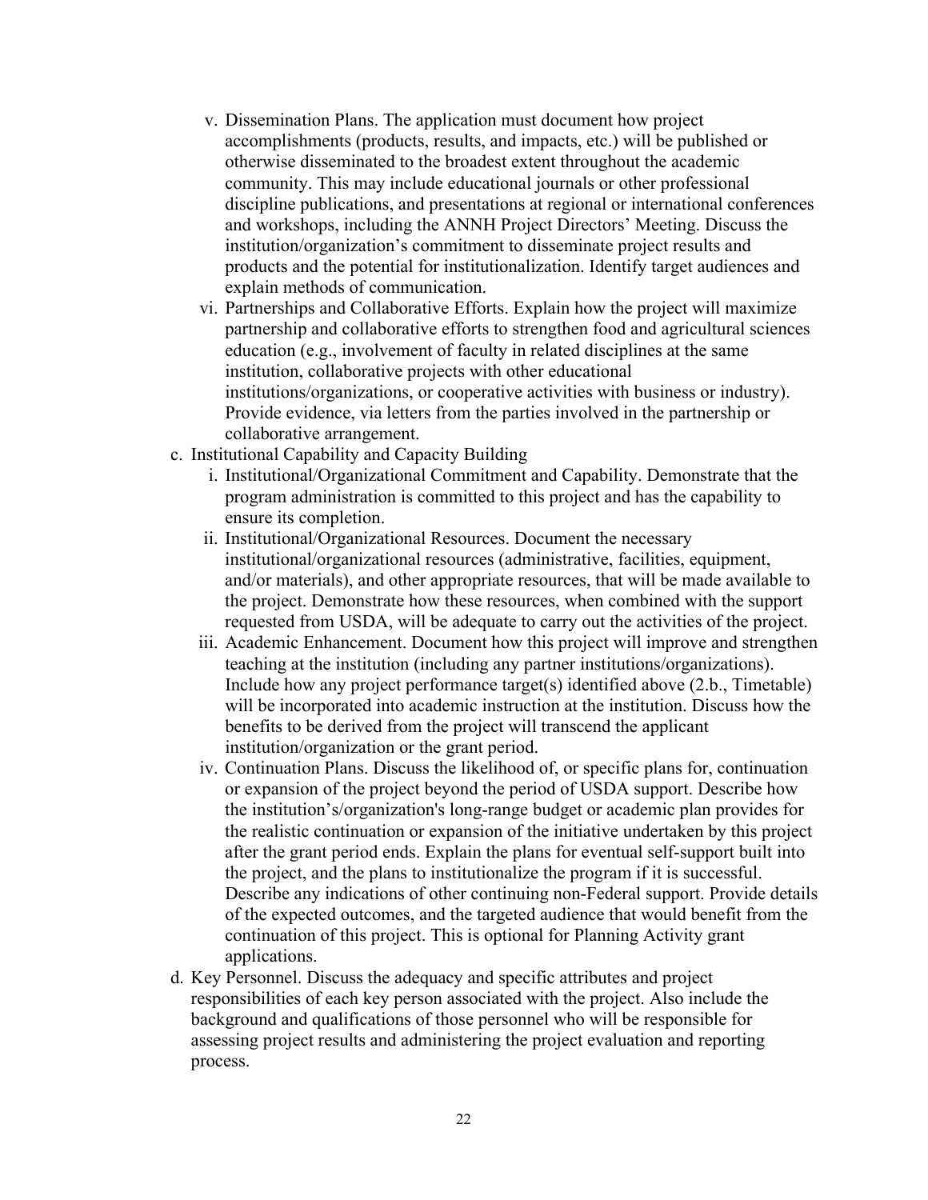v. Dissemination Plans. The application must document how project accomplishments (products, results, and impacts, etc.) will be published or otherwise disseminated to the broadest extent throughout the academic community. This may include educational journals or other professional discipline publications, and presentations at regional or international conferences and workshops, including the ANNH Project Directors' Meeting. Discuss the institution/organization's commitment to disseminate project results and products and the potential for institutionalization. Identify target audiences and explain methods of communication.
   vi. Partnerships and Collaborative Efforts. Explain how the project will maximize partnership and collaborative efforts to strengthen food and agricultural sciences education (e.g., involvement of faculty in related disciplines at the same institution, collaborative projects with other educational institutions/organizations, or cooperative activities with business or industry). Provide evidence, via letters from the parties involved in the partnership or collaborative arrangement.

c. Institutional Capability and Capacity Building
   i. Institutional/Organizational Commitment and Capability. Demonstrate that the program administration is committed to this project and has the capability to ensure its completion.
   ii. Institutional/Organizational Resources. Document the necessary institutional/organizational resources (administrative, facilities, equipment, and/or materials), and other appropriate resources, that will be made available to the project. Demonstrate how these resources, when combined with the support requested from USDA, will be adequate to carry out the activities of the project.
   iii. Academic Enhancement. Document how this project will improve and strengthen teaching at the institution (including any partner institutions/organizations). Include how any project performance target(s) identified above (2.b., Timetable) will be incorporated into academic instruction at the institution. Discuss how the benefits to be derived from the project will transcend the applicant institution/organization or the grant period.
   iv. Continuation Plans. Discuss the likelihood of, or specific plans for, continuation or expansion of the project beyond the period of USDA support. Describe how the institution's/organization's long-range budget or academic plan provides for the realistic continuation or expansion of the initiative undertaken by this project after the grant period ends. Explain the plans for eventual self-support built into the project, and the plans to institutionalize the program if it is successful. Describe any indications of other continuing non-Federal support. Provide details of the expected outcomes, and the targeted audience that would benefit from the continuation of this project. This is optional for Planning Activity grant applications.

d. Key Personnel. Discuss the adequacy and specific attributes and project responsibilities of each key person associated with the project. Also include the background and qualifications of those personnel who will be responsible for assessing project results and administering the project evaluation and reporting process.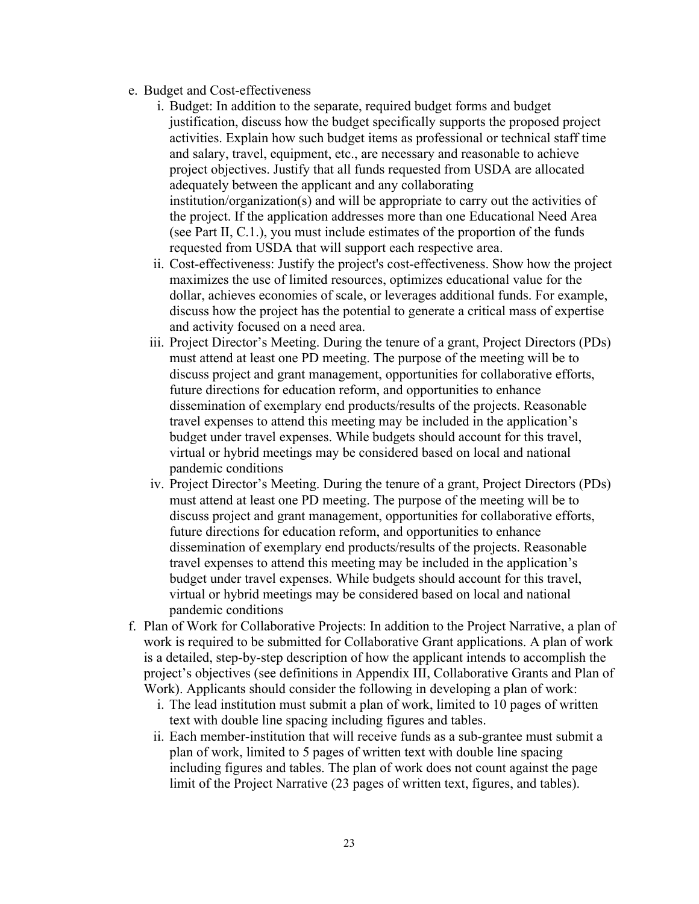e. Budget and Cost-effectiveness
    i. Budget: In addition to the separate, required budget forms and budget justification, discuss how the budget specifically supports the proposed project activities. Explain how such budget items as professional or technical staff time and salary, travel, equipment, etc., are necessary and reasonable to achieve project objectives. Justify that all funds requested from USDA are allocated adequately between the applicant and any collaborating institution/organization(s) and will be appropriate to carry out the activities of the project. If the application addresses more than one Educational Need Area (see Part II, C.1.), you must include estimates of the proportion of the funds requested from USDA that will support each respective area.
    ii. Cost-effectiveness: Justify the project's cost-effectiveness. Show how the project maximizes the use of limited resources, optimizes educational value for the dollar, achieves economies of scale, or leverages additional funds. For example, discuss how the project has the potential to generate a critical mass of expertise and activity focused on a need area.
    iii. Project Director's Meeting. During the tenure of a grant, Project Directors (PDs) must attend at least one PD meeting. The purpose of the meeting will be to discuss project and grant management, opportunities for collaborative efforts, future directions for education reform, and opportunities to enhance dissemination of exemplary end products/results of the projects. Reasonable travel expenses to attend this meeting may be included in the application's budget under travel expenses. While budgets should account for this travel, virtual or hybrid meetings may be considered based on local and national pandemic conditions
    iv. Project Director's Meeting. During the tenure of a grant, Project Directors (PDs) must attend at least one PD meeting. The purpose of the meeting will be to discuss project and grant management, opportunities for collaborative efforts, future directions for education reform, and opportunities to enhance dissemination of exemplary end products/results of the projects. Reasonable travel expenses to attend this meeting may be included in the application's budget under travel expenses. While budgets should account for this travel, virtual or hybrid meetings may be considered based on local and national pandemic conditions

f. Plan of Work for Collaborative Projects: In addition to the Project Narrative, a plan of work is required to be submitted for Collaborative Grant applications. A plan of work is a detailed, step-by-step description of how the applicant intends to accomplish the project's objectives (see definitions in Appendix III, Collaborative Grants and Plan of Work). Applicants should consider the following in developing a plan of work:
    i. The lead institution must submit a plan of work, limited to 10 pages of written text with double line spacing including figures and tables.
    ii. Each member-institution that will receive funds as a sub-grantee must submit a plan of work, limited to 5 pages of written text with double line spacing including figures and tables. The plan of work does not count against the page limit of the Project Narrative (23 pages of written text, figures, and tables).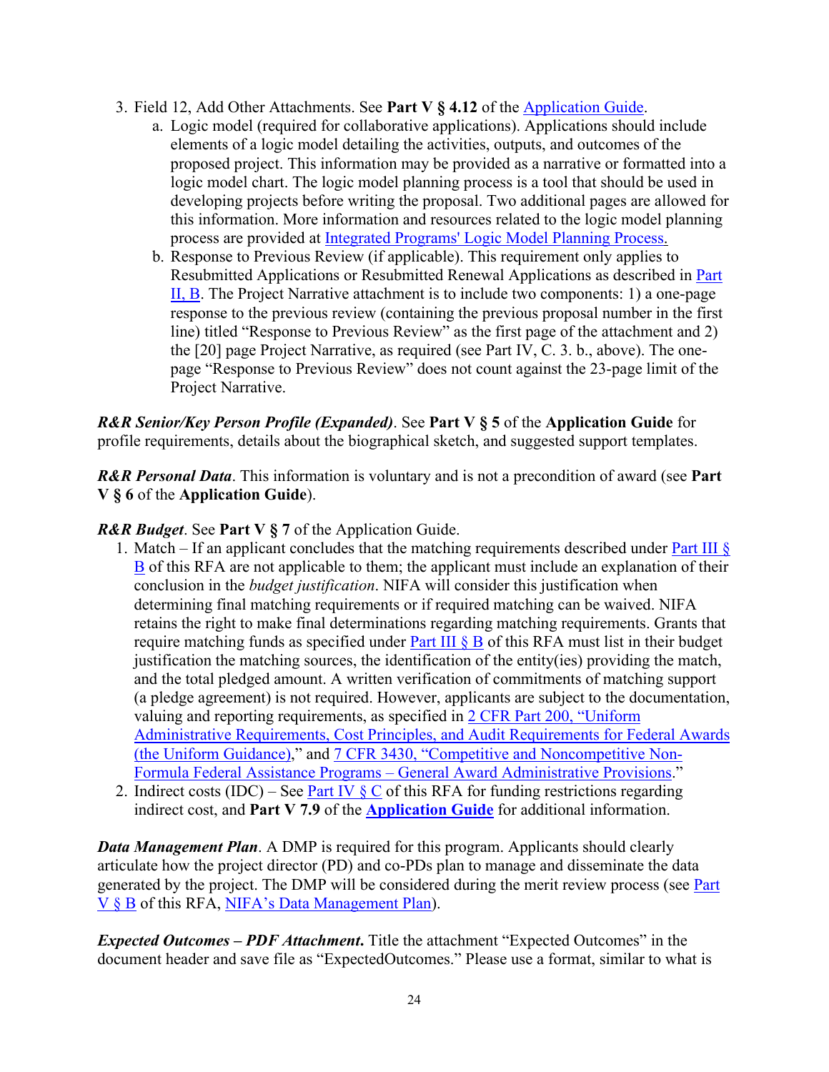3. Field 12, Add Other Attachments. See **Part V § 4.12** of the Application Guide.
    a. Logic model (required for collaborative applications). Applications should include elements of a logic model detailing the activities, outputs, and outcomes of the proposed project. This information may be provided as a narrative or formatted into a logic model chart. The logic model planning process is a tool that should be used in developing projects before writing the proposal. Two additional pages are allowed for this information. More information and resources related to the logic model planning process are provided at Integrated Programs' Logic Model Planning Process.
    b. Response to Previous Review (if applicable). This requirement only applies to Resubmitted Applications or Resubmitted Renewal Applications as described in Part II, B. The Project Narrative attachment is to include two components: 1) a one-page response to the previous review (containing the previous proposal number in the first line) titled "Response to Previous Review" as the first page of the attachment and 2) the [20] page Project Narrative, as required (see Part IV, C. 3. b., above). The one-page "Response to Previous Review" does not count against the 23-page limit of the Project Narrative.

***R&R Senior/Key Person Profile (Expanded)***. See **Part V § 5** of the **Application Guide** for profile requirements, details about the biographical sketch, and suggested support templates.

***R&R Personal Data***. This information is voluntary and is not a precondition of award (see **Part V § 6** of the **Application Guide**).

***R&R Budget***. See **Part V § 7** of the Application Guide.

1. Match – If an applicant concludes that the matching requirements described under Part III § B of this RFA are not applicable to them; the applicant must include an explanation of their conclusion in the *budget justification*. NIFA will consider this justification when determining final matching requirements or if required matching can be waived. NIFA retains the right to make final determinations regarding matching requirements. Grants that require matching funds as specified under Part III § B of this RFA must list in their budget justification the matching sources, the identification of the entity(ies) providing the match, and the total pledged amount. A written verification of commitments of matching support (a pledge agreement) is not required. However, applicants are subject to the documentation, valuing and reporting requirements, as specified in 2 CFR Part 200, "Uniform Administrative Requirements, Cost Principles, and Audit Requirements for Federal Awards (the Uniform Guidance)," and 7 CFR 3430, "Competitive and Noncompetitive Non-Formula Federal Assistance Programs – General Award Administrative Provisions."
2. Indirect costs (IDC) – See Part IV § C of this RFA for funding restrictions regarding indirect cost, and **Part V 7.9** of the **Application Guide** for additional information.

***Data Management Plan***. A DMP is required for this program. Applicants should clearly articulate how the project director (PD) and co-PDs plan to manage and disseminate the data generated by the project. The DMP will be considered during the merit review process (see Part V § B of this RFA, NIFA's Data Management Plan).

***Expected Outcomes – PDF Attachment.*** Title the attachment "Expected Outcomes" in the document header and save file as "ExpectedOutcomes." Please use a format, similar to what is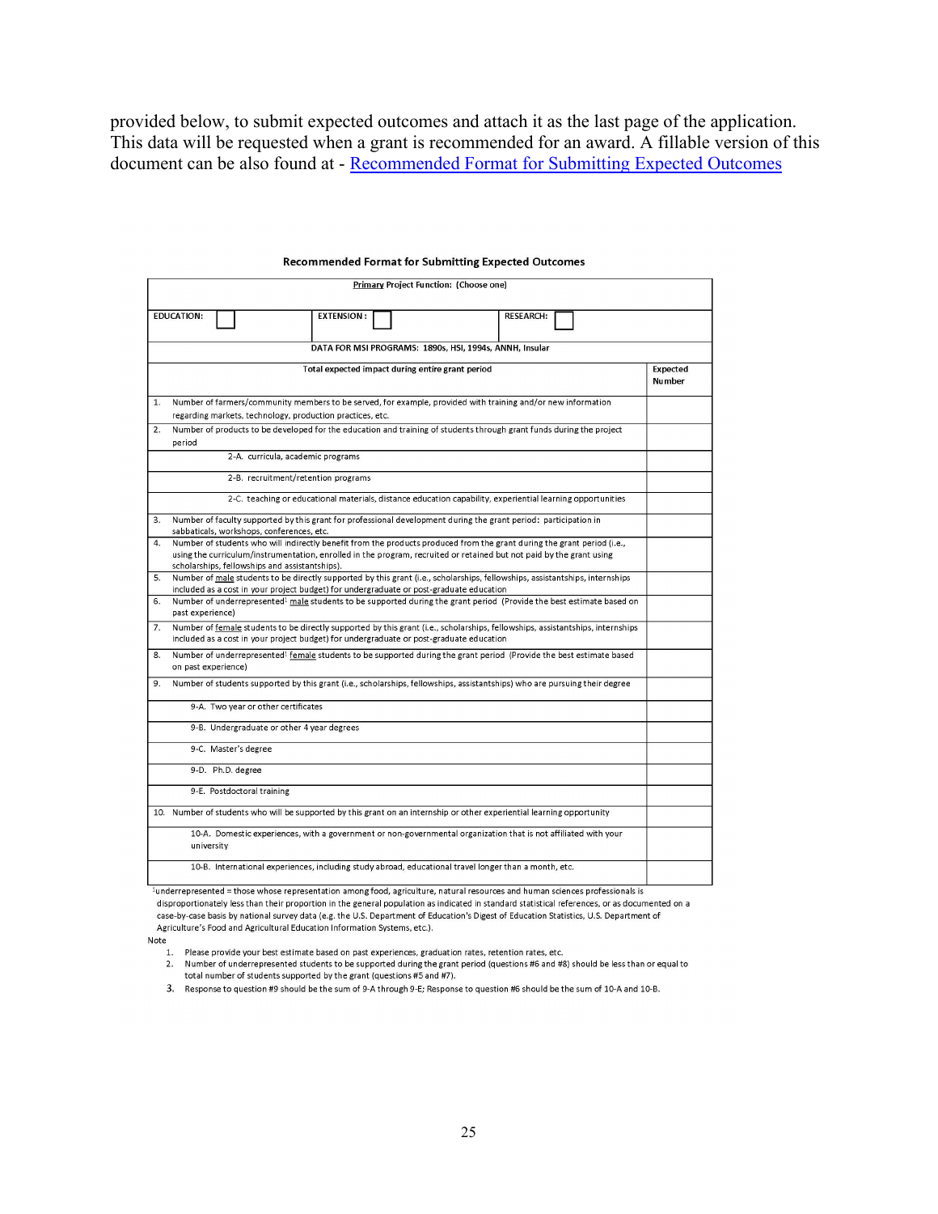provided below, to submit expected outcomes and attach it as the last page of the application. This data will be requested when a grant is recommended for an award. A fillable version of this document can be also found at - [Recommended Format for Submitting Expected Outcomes]

**Recommended Format for Submitting Expected Outcomes**

| Primary Project Function: (Choose one) | | |
|---|---|---|
| EDUCATION: ☐ | EXTENSION: ☐ | RESEARCH: ☐ |

| DATA FOR MSI PROGRAMS: 1890s, HSI, 1994s, ANNH, Insular | |
|---|---|
| **Total expected impact during entire grant period** | **Expected Number** |
| 1. Number of farmers/community members to be served, for example, provided with training and/or new information regarding markets, technology, production practices, etc. | |
| 2. Number of products to be developed for the education and training of students through grant funds during the project period | |
| 2-A. curricula, academic programs | |
| 2-B. recruitment/retention programs | |
| 2-C. teaching or educational materials, distance education capability, experiential learning opportunities | |
| 3. Number of faculty supported by this grant for professional development during the grant period: participation in sabbaticals, workshops, conferences, etc. | |
| 4. Number of students who will indirectly benefit from the products produced from the grant during the grant period (i.e., using the curriculum/instrumentation, enrolled in the program, recruited or retained but not paid by the grant using scholarships, fellowships and assistantships). | |
| 5. Number of male students to be directly supported by this grant (i.e., scholarships, fellowships, assistantships, internships included as a cost in your project budget) for undergraduate or post-graduate education | |
| 6. Number of underrepresented[1] male students to be supported during the grant period (Provide the best estimate based on past experience) | |
| 7. Number of female students to be directly supported by this grant (i.e., scholarships, fellowships, assistantships, internships included as a cost in your project budget) for undergraduate or post-graduate education | |
| 8. Number of underrepresented[1] female students to be supported during the grant period (Provide the best estimate based on past experience) | |
| 9. Number of students supported by this grant (i.e., scholarships, fellowships, assistantships) who are pursuing their degree | |
| 9-A. Two year or other certificates | |
| 9-B. Undergraduate or other 4 year degrees | |
| 9-C. Master's degree | |
| 9-D. Ph.D. degree | |
| 9-E. Postdoctoral training | |
| 10. Number of students who will be supported by this grant on an internship or other experiential learning opportunity | |
| 10-A. Domestic experiences, with a government or non-governmental organization that is not affiliated with your university | |
| 10-B. International experiences, including study abroad, educational travel longer than a month, etc. | |

[1]underrepresented = those whose representation among food, agriculture, natural resources and human sciences professionals is disproportionately less than their proportion in the general population as indicated in standard statistical references, or as documented on a case-by-case basis by national survey data (e.g. the U.S. Department of Education's Digest of Education Statistics, U.S. Department of Agriculture's Food and Agricultural Education Information Systems, etc.).

Note

1. Please provide your best estimate based on past experiences, graduation rates, retention rates, etc.
2. Number of underrepresented students to be supported during the grant period (questions #6 and #8) should be less than or equal to total number of students supported by the grant (questions #5 and #7).
3. Response to question #9 should be the sum of 9-A through 9-E; Response to question #6 should be the sum of 10-A and 10-B.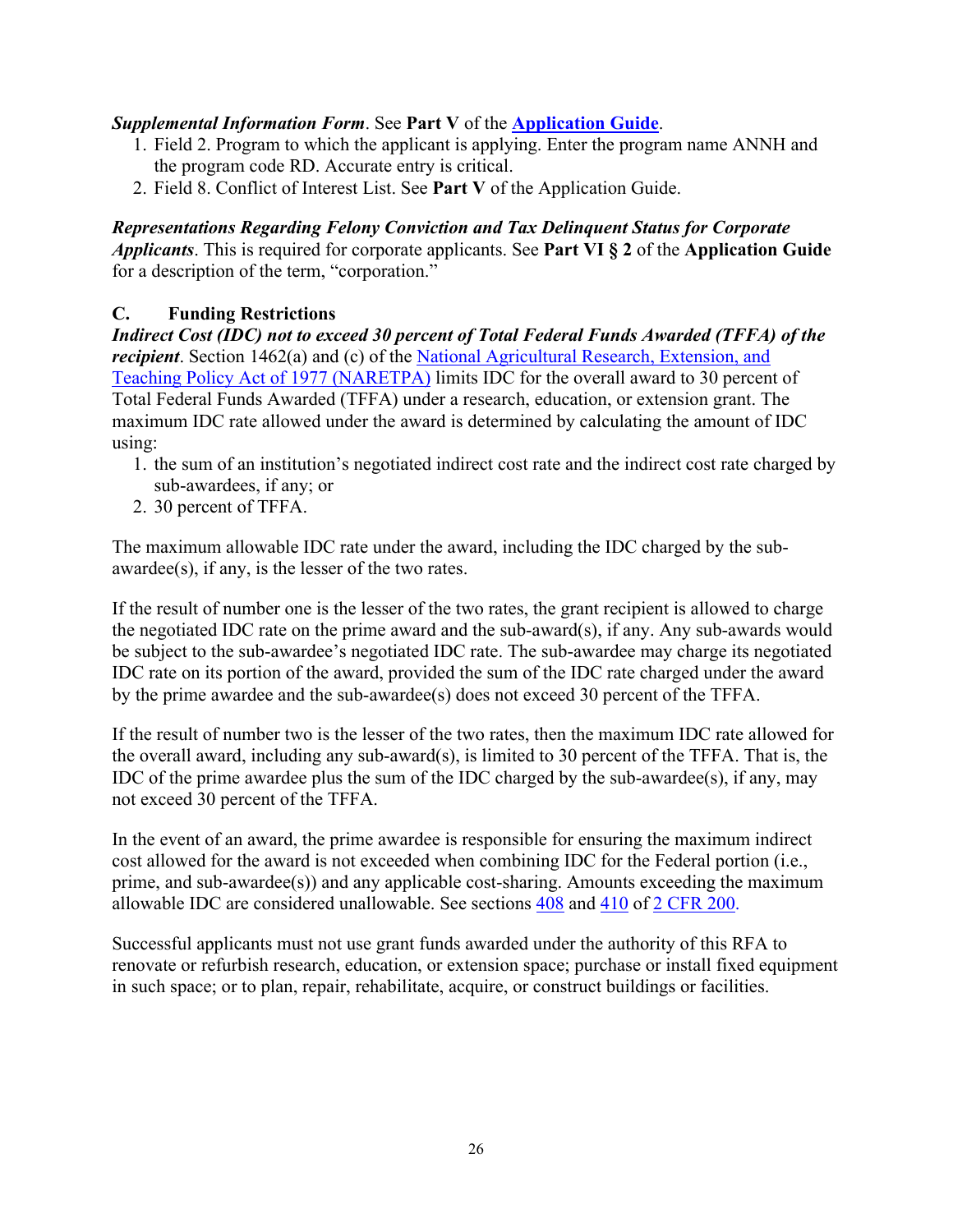***Supplemental Information Form***. See **Part V** of the **Application Guide**.

1. Field 2. Program to which the applicant is applying. Enter the program name ANNH and the program code RD. Accurate entry is critical.
2. Field 8. Conflict of Interest List. See **Part V** of the Application Guide.

***Representations Regarding Felony Conviction and Tax Delinquent Status for Corporate Applicants***. This is required for corporate applicants. See **Part VI § 2** of the **Application Guide** for a description of the term, "corporation."

## C. Funding Restrictions

***Indirect Cost (IDC) not to exceed 30 percent of Total Federal Funds Awarded (TFFA) of the recipient***. Section 1462(a) and (c) of the National Agricultural Research, Extension, and Teaching Policy Act of 1977 (NARETPA) limits IDC for the overall award to 30 percent of Total Federal Funds Awarded (TFFA) under a research, education, or extension grant. The maximum IDC rate allowed under the award is determined by calculating the amount of IDC using:

1. the sum of an institution's negotiated indirect cost rate and the indirect cost rate charged by sub-awardees, if any; or
2. 30 percent of TFFA.

The maximum allowable IDC rate under the award, including the IDC charged by the sub-awardee(s), if any, is the lesser of the two rates.

If the result of number one is the lesser of the two rates, the grant recipient is allowed to charge the negotiated IDC rate on the prime award and the sub-award(s), if any. Any sub-awards would be subject to the sub-awardee's negotiated IDC rate. The sub-awardee may charge its negotiated IDC rate on its portion of the award, provided the sum of the IDC rate charged under the award by the prime awardee and the sub-awardee(s) does not exceed 30 percent of the TFFA.

If the result of number two is the lesser of the two rates, then the maximum IDC rate allowed for the overall award, including any sub-award(s), is limited to 30 percent of the TFFA. That is, the IDC of the prime awardee plus the sum of the IDC charged by the sub-awardee(s), if any, may not exceed 30 percent of the TFFA.

In the event of an award, the prime awardee is responsible for ensuring the maximum indirect cost allowed for the award is not exceeded when combining IDC for the Federal portion (i.e., prime, and sub-awardee(s)) and any applicable cost-sharing. Amounts exceeding the maximum allowable IDC are considered unallowable. See sections 408 and 410 of 2 CFR 200.

Successful applicants must not use grant funds awarded under the authority of this RFA to renovate or refurbish research, education, or extension space; purchase or install fixed equipment in such space; or to plan, repair, rehabilitate, acquire, or construct buildings or facilities.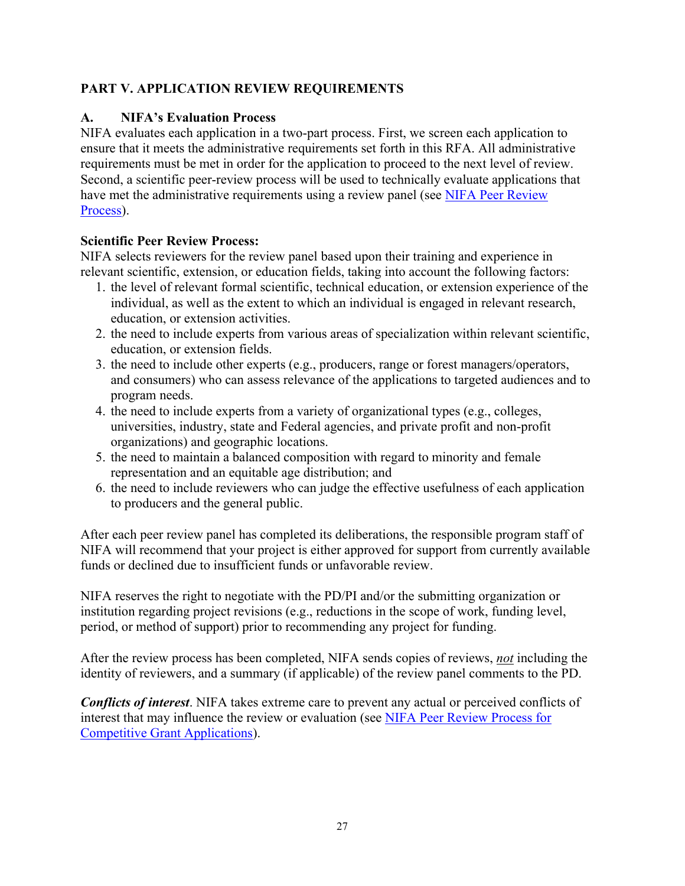## PART V. APPLICATION REVIEW REQUIREMENTS

### A. NIFA's Evaluation Process

NIFA evaluates each application in a two-part process. First, we screen each application to ensure that it meets the administrative requirements set forth in this RFA. All administrative requirements must be met in order for the application to proceed to the next level of review. Second, a scientific peer-review process will be used to technically evaluate applications that have met the administrative requirements using a review panel (see [NIFA Peer Review Process](https://nifa.usda.gov/resource/nifa-peer-review-process-competitive-grant-applications)).

**Scientific Peer Review Process:**

NIFA selects reviewers for the review panel based upon their training and experience in relevant scientific, extension, or education fields, taking into account the following factors:

1. the level of relevant formal scientific, technical education, or extension experience of the individual, as well as the extent to which an individual is engaged in relevant research, education, or extension activities.
2. the need to include experts from various areas of specialization within relevant scientific, education, or extension fields.
3. the need to include other experts (e.g., producers, range or forest managers/operators, and consumers) who can assess relevance of the applications to targeted audiences and to program needs.
4. the need to include experts from a variety of organizational types (e.g., colleges, universities, industry, state and Federal agencies, and private profit and non-profit organizations) and geographic locations.
5. the need to maintain a balanced composition with regard to minority and female representation and an equitable age distribution; and
6. the need to include reviewers who can judge the effective usefulness of each application to producers and the general public.

After each peer review panel has completed its deliberations, the responsible program staff of NIFA will recommend that your project is either approved for support from currently available funds or declined due to insufficient funds or unfavorable review.

NIFA reserves the right to negotiate with the PD/PI and/or the submitting organization or institution regarding project revisions (e.g., reductions in the scope of work, funding level, period, or method of support) prior to recommending any project for funding.

After the review process has been completed, NIFA sends copies of reviews, ***not*** including the identity of reviewers, and a summary (if applicable) of the review panel comments to the PD.

***Conflicts of interest***. NIFA takes extreme care to prevent any actual or perceived conflicts of interest that may influence the review or evaluation (see [NIFA Peer Review Process for Competitive Grant Applications](https://nifa.usda.gov/resource/nifa-peer-review-process-competitive-grant-applications)).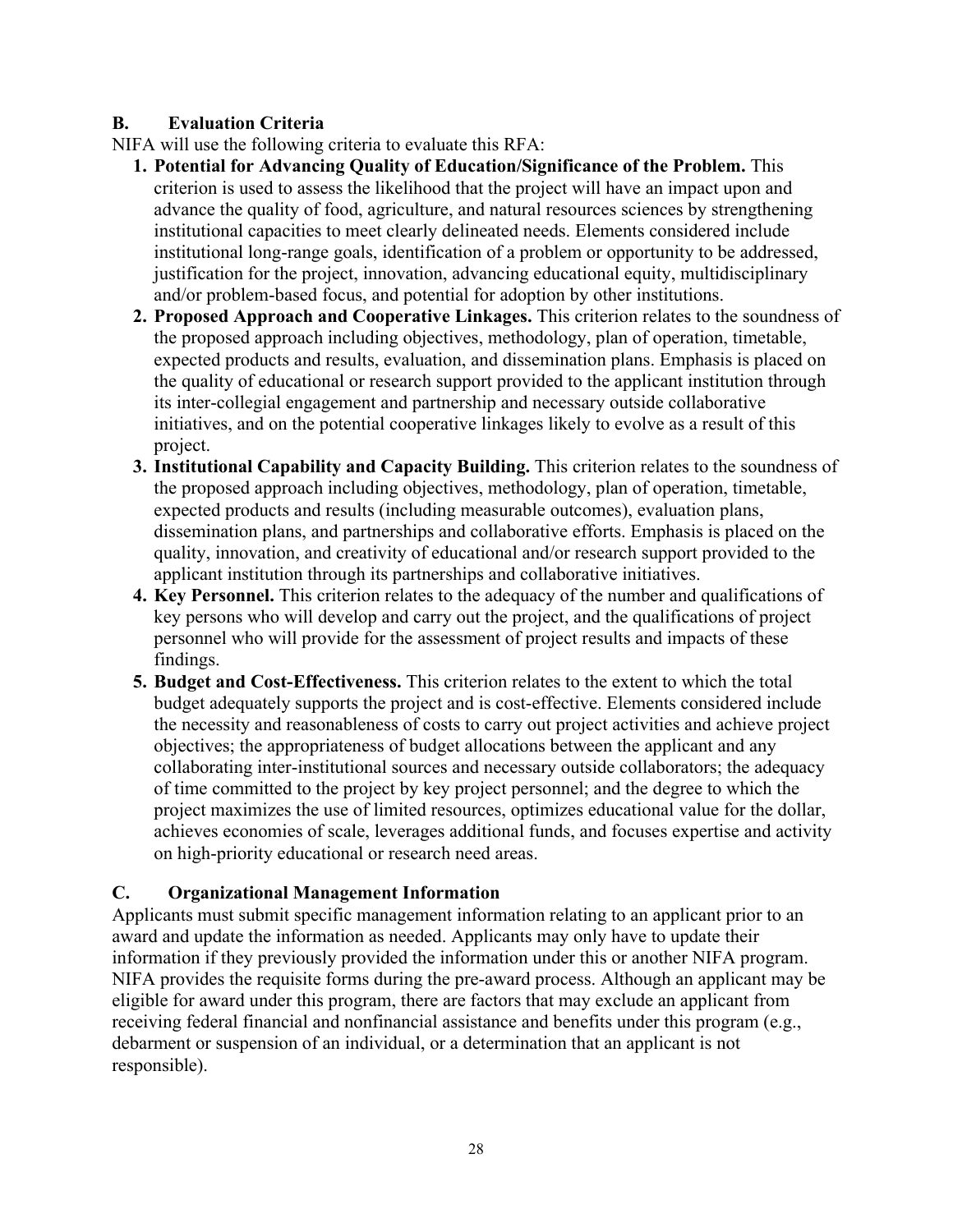## B. Evaluation Criteria

NIFA will use the following criteria to evaluate this RFA:

1. **Potential for Advancing Quality of Education/Significance of the Problem.** This criterion is used to assess the likelihood that the project will have an impact upon and advance the quality of food, agriculture, and natural resources sciences by strengthening institutional capacities to meet clearly delineated needs. Elements considered include institutional long-range goals, identification of a problem or opportunity to be addressed, justification for the project, innovation, advancing educational equity, multidisciplinary and/or problem-based focus, and potential for adoption by other institutions.
2. **Proposed Approach and Cooperative Linkages.** This criterion relates to the soundness of the proposed approach including objectives, methodology, plan of operation, timetable, expected products and results, evaluation, and dissemination plans. Emphasis is placed on the quality of educational or research support provided to the applicant institution through its inter-collegial engagement and partnership and necessary outside collaborative initiatives, and on the potential cooperative linkages likely to evolve as a result of this project.
3. **Institutional Capability and Capacity Building.** This criterion relates to the soundness of the proposed approach including objectives, methodology, plan of operation, timetable, expected products and results (including measurable outcomes), evaluation plans, dissemination plans, and partnerships and collaborative efforts. Emphasis is placed on the quality, innovation, and creativity of educational and/or research support provided to the applicant institution through its partnerships and collaborative initiatives.
4. **Key Personnel.** This criterion relates to the adequacy of the number and qualifications of key persons who will develop and carry out the project, and the qualifications of project personnel who will provide for the assessment of project results and impacts of these findings.
5. **Budget and Cost-Effectiveness.** This criterion relates to the extent to which the total budget adequately supports the project and is cost-effective. Elements considered include the necessity and reasonableness of costs to carry out project activities and achieve project objectives; the appropriateness of budget allocations between the applicant and any collaborating inter-institutional sources and necessary outside collaborators; the adequacy of time committed to the project by key project personnel; and the degree to which the project maximizes the use of limited resources, optimizes educational value for the dollar, achieves economies of scale, leverages additional funds, and focuses expertise and activity on high-priority educational or research need areas.

## C. Organizational Management Information

Applicants must submit specific management information relating to an applicant prior to an award and update the information as needed. Applicants may only have to update their information if they previously provided the information under this or another NIFA program. NIFA provides the requisite forms during the pre-award process. Although an applicant may be eligible for award under this program, there are factors that may exclude an applicant from receiving federal financial and nonfinancial assistance and benefits under this program (e.g., debarment or suspension of an individual, or a determination that an applicant is not responsible).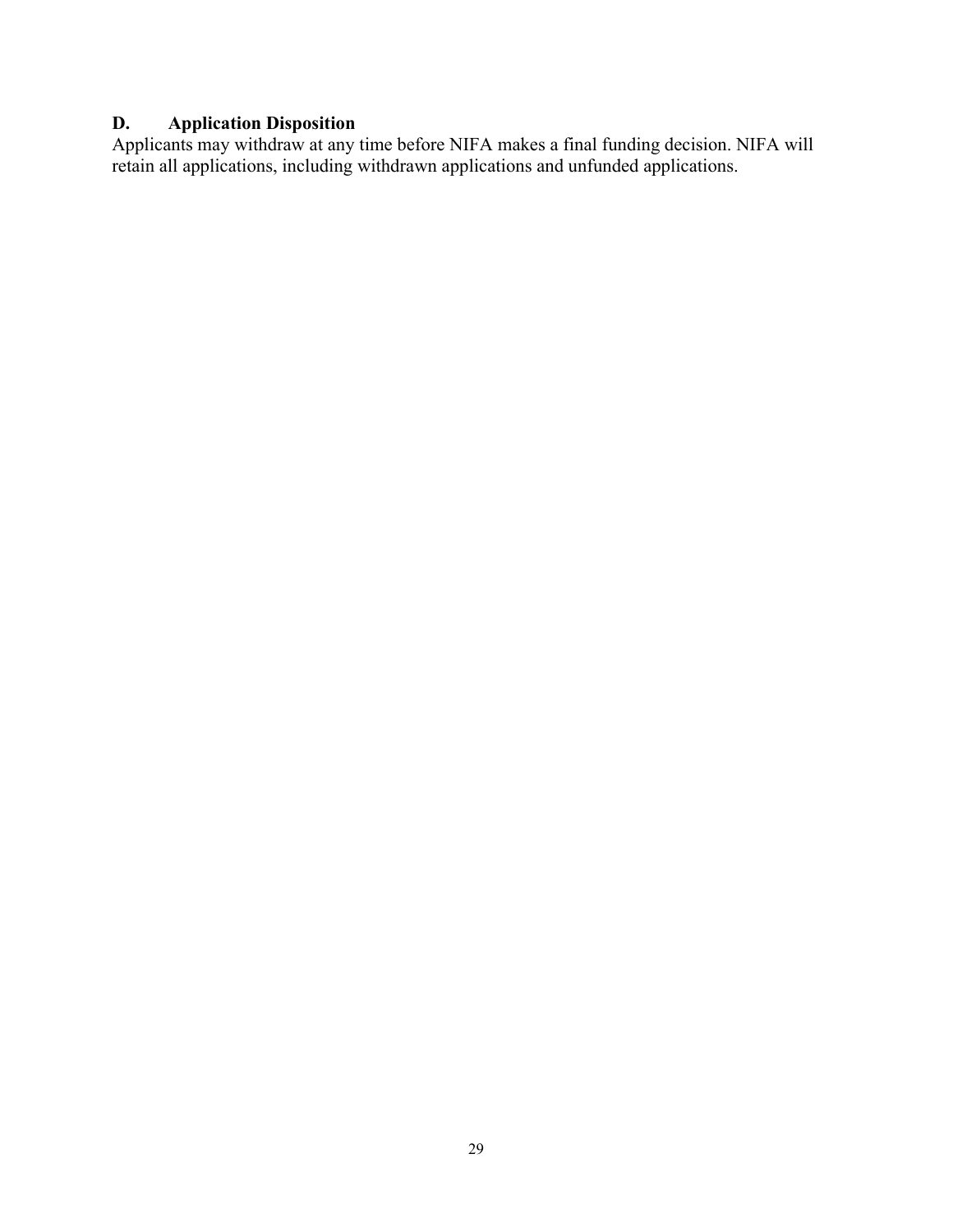## D. Application Disposition

Applicants may withdraw at any time before NIFA makes a final funding decision. NIFA will retain all applications, including withdrawn applications and unfunded applications.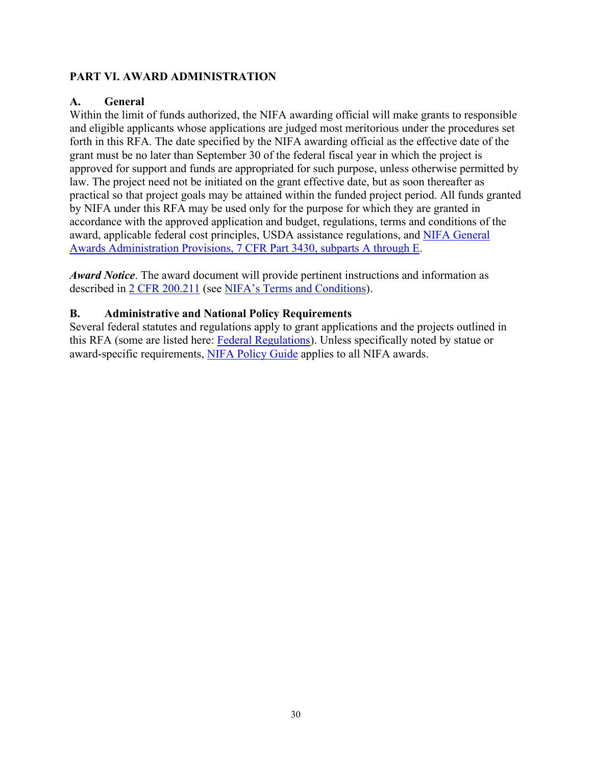## PART VI. AWARD ADMINISTRATION

### A. General

Within the limit of funds authorized, the NIFA awarding official will make grants to responsible and eligible applicants whose applications are judged most meritorious under the procedures set forth in this RFA. The date specified by the NIFA awarding official as the effective date of the grant must be no later than September 30 of the federal fiscal year in which the project is approved for support and funds are appropriated for such purpose, unless otherwise permitted by law. The project need not be initiated on the grant effective date, but as soon thereafter as practical so that project goals may be attained within the funded project period. All funds granted by NIFA under this RFA may be used only for the purpose for which they are granted in accordance with the approved application and budget, regulations, terms and conditions of the award, applicable federal cost principles, USDA assistance regulations, and NIFA General Awards Administration Provisions, 7 CFR Part 3430, subparts A through E.

***Award Notice***. The award document will provide pertinent instructions and information as described in 2 CFR 200.211 (see NIFA's Terms and Conditions).

### B. Administrative and National Policy Requirements

Several federal statutes and regulations apply to grant applications and the projects outlined in this RFA (some are listed here: Federal Regulations). Unless specifically noted by statue or award-specific requirements, NIFA Policy Guide applies to all NIFA awards.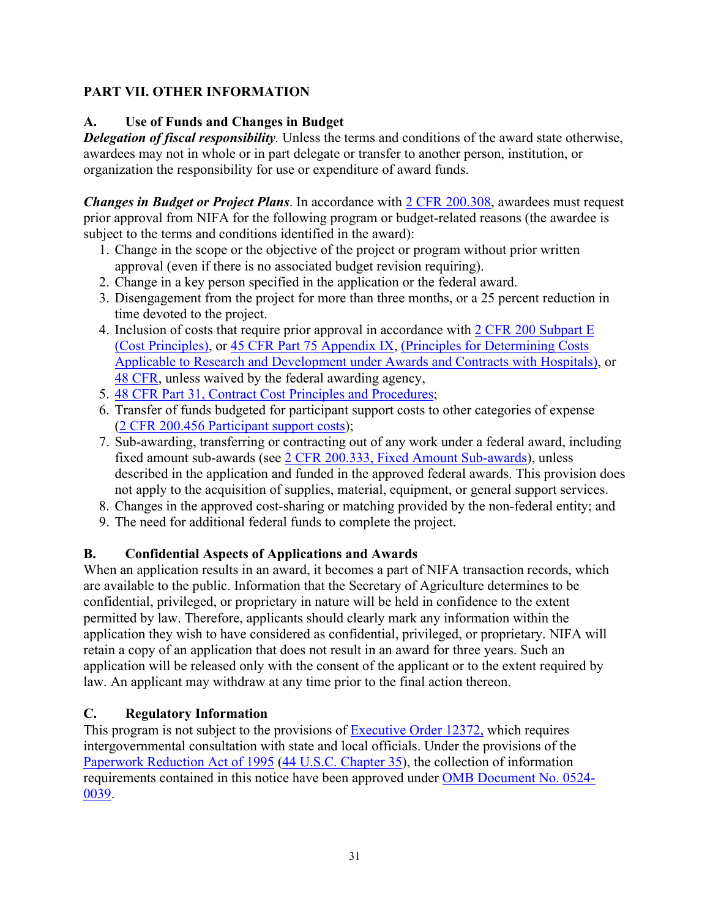## PART VII. OTHER INFORMATION

### A. Use of Funds and Changes in Budget

***Delegation of fiscal responsibility***. Unless the terms and conditions of the award state otherwise, awardees may not in whole or in part delegate or transfer to another person, institution, or organization the responsibility for use or expenditure of award funds.

***Changes in Budget or Project Plans***. In accordance with 2 CFR 200.308, awardees must request prior approval from NIFA for the following program or budget-related reasons (the awardee is subject to the terms and conditions identified in the award):

1. Change in the scope or the objective of the project or program without prior written approval (even if there is no associated budget revision requiring).
2. Change in a key person specified in the application or the federal award.
3. Disengagement from the project for more than three months, or a 25 percent reduction in time devoted to the project.
4. Inclusion of costs that require prior approval in accordance with 2 CFR 200 Subpart E (Cost Principles), or 45 CFR Part 75 Appendix IX, (Principles for Determining Costs Applicable to Research and Development under Awards and Contracts with Hospitals), or 48 CFR, unless waived by the federal awarding agency,
5. 48 CFR Part 31, Contract Cost Principles and Procedures;
6. Transfer of funds budgeted for participant support costs to other categories of expense (2 CFR 200.456 Participant support costs);
7. Sub-awarding, transferring or contracting out of any work under a federal award, including fixed amount sub-awards (see 2 CFR 200.333, Fixed Amount Sub-awards), unless described in the application and funded in the approved federal awards. This provision does not apply to the acquisition of supplies, material, equipment, or general support services.
8. Changes in the approved cost-sharing or matching provided by the non-federal entity; and
9. The need for additional federal funds to complete the project.

### B. Confidential Aspects of Applications and Awards

When an application results in an award, it becomes a part of NIFA transaction records, which are available to the public. Information that the Secretary of Agriculture determines to be confidential, privileged, or proprietary in nature will be held in confidence to the extent permitted by law. Therefore, applicants should clearly mark any information within the application they wish to have considered as confidential, privileged, or proprietary. NIFA will retain a copy of an application that does not result in an award for three years. Such an application will be released only with the consent of the applicant or to the extent required by law. An applicant may withdraw at any time prior to the final action thereon.

### C. Regulatory Information

This program is not subject to the provisions of Executive Order 12372, which requires intergovernmental consultation with state and local officials. Under the provisions of the Paperwork Reduction Act of 1995 (44 U.S.C. Chapter 35), the collection of information requirements contained in this notice have been approved under OMB Document No. 0524-0039.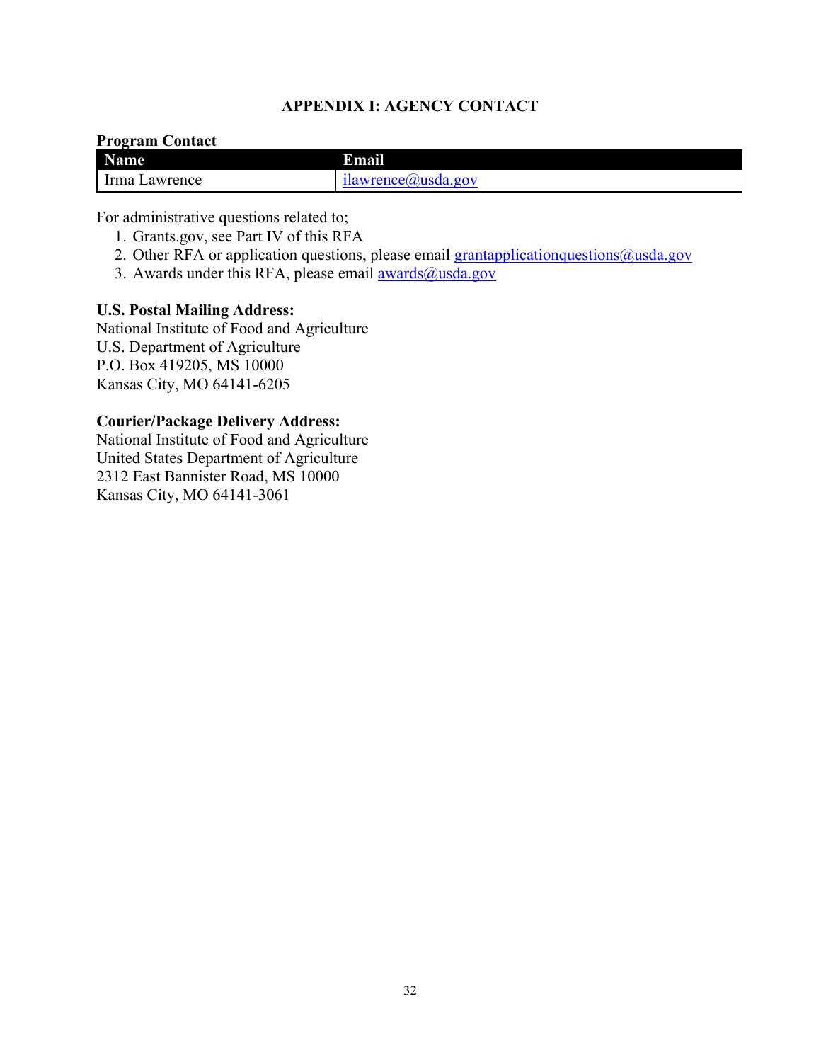# APPENDIX I: AGENCY CONTACT

**Program Contact**

| Name | Email |
|---|---|
| Irma Lawrence | ilawrence@usda.gov |

For administrative questions related to;

1. Grants.gov, see Part IV of this RFA
2. Other RFA or application questions, please email grantapplicationquestions@usda.gov
3. Awards under this RFA, please email awards@usda.gov

**U.S. Postal Mailing Address:**
National Institute of Food and Agriculture
U.S. Department of Agriculture
P.O. Box 419205, MS 10000
Kansas City, MO 64141-6205

**Courier/Package Delivery Address:**
National Institute of Food and Agriculture
United States Department of Agriculture
2312 East Bannister Road, MS 10000
Kansas City, MO 64141-3061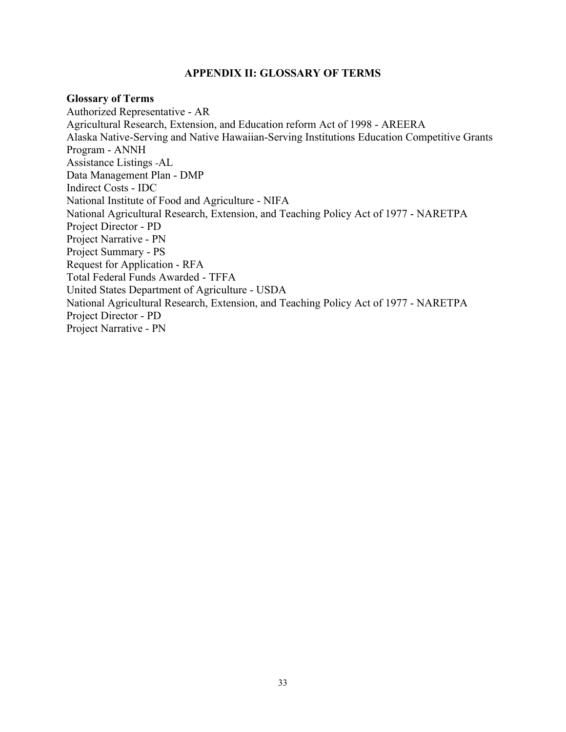## APPENDIX II: GLOSSARY OF TERMS

**Glossary of Terms**

Authorized Representative - AR
Agricultural Research, Extension, and Education reform Act of 1998 - AREERA
Alaska Native-Serving and Native Hawaiian-Serving Institutions Education Competitive Grants Program - ANNH
Assistance Listings -AL
Data Management Plan - DMP
Indirect Costs - IDC
National Institute of Food and Agriculture - NIFA
National Agricultural Research, Extension, and Teaching Policy Act of 1977 - NARETPA
Project Director - PD
Project Narrative - PN
Project Summary - PS
Request for Application - RFA
Total Federal Funds Awarded - TFFA
United States Department of Agriculture - USDA
National Agricultural Research, Extension, and Teaching Policy Act of 1977 - NARETPA
Project Director - PD
Project Narrative - PN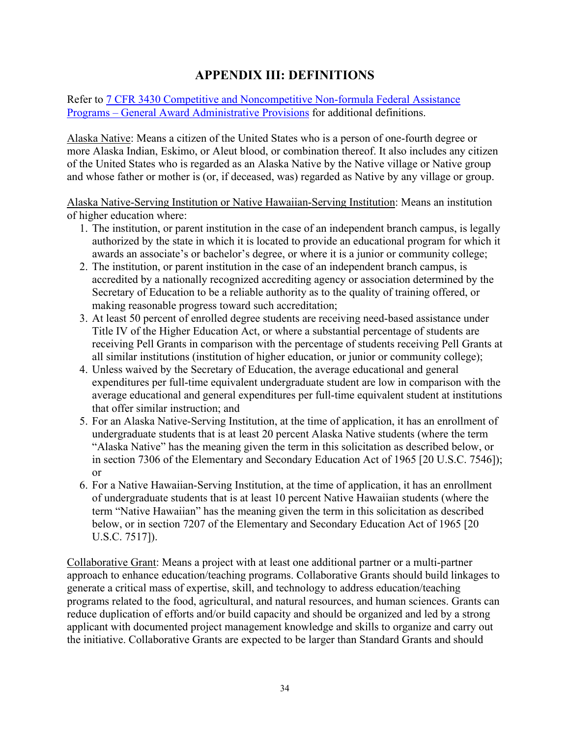# APPENDIX III: DEFINITIONS

Refer to [7 CFR 3430 Competitive and Noncompetitive Non-formula Federal Assistance Programs – General Award Administrative Provisions] for additional definitions.

Alaska Native: Means a citizen of the United States who is a person of one-fourth degree or more Alaska Indian, Eskimo, or Aleut blood, or combination thereof. It also includes any citizen of the United States who is regarded as an Alaska Native by the Native village or Native group and whose father or mother is (or, if deceased, was) regarded as Native by any village or group.

Alaska Native-Serving Institution or Native Hawaiian-Serving Institution: Means an institution of higher education where:

1. The institution, or parent institution in the case of an independent branch campus, is legally authorized by the state in which it is located to provide an educational program for which it awards an associate's or bachelor's degree, or where it is a junior or community college;
2. The institution, or parent institution in the case of an independent branch campus, is accredited by a nationally recognized accrediting agency or association determined by the Secretary of Education to be a reliable authority as to the quality of training offered, or making reasonable progress toward such accreditation;
3. At least 50 percent of enrolled degree students are receiving need-based assistance under Title IV of the Higher Education Act, or where a substantial percentage of students are receiving Pell Grants in comparison with the percentage of students receiving Pell Grants at all similar institutions (institution of higher education, or junior or community college);
4. Unless waived by the Secretary of Education, the average educational and general expenditures per full-time equivalent undergraduate student are low in comparison with the average educational and general expenditures per full-time equivalent student at institutions that offer similar instruction; and
5. For an Alaska Native-Serving Institution, at the time of application, it has an enrollment of undergraduate students that is at least 20 percent Alaska Native students (where the term "Alaska Native" has the meaning given the term in this solicitation as described below, or in section 7306 of the Elementary and Secondary Education Act of 1965 [20 U.S.C. 7546]); or
6. For a Native Hawaiian-Serving Institution, at the time of application, it has an enrollment of undergraduate students that is at least 10 percent Native Hawaiian students (where the term "Native Hawaiian" has the meaning given the term in this solicitation as described below, or in section 7207 of the Elementary and Secondary Education Act of 1965 [20 U.S.C. 7517]).

Collaborative Grant: Means a project with at least one additional partner or a multi-partner approach to enhance education/teaching programs. Collaborative Grants should build linkages to generate a critical mass of expertise, skill, and technology to address education/teaching programs related to the food, agricultural, and natural resources, and human sciences. Grants can reduce duplication of efforts and/or build capacity and should be organized and led by a strong applicant with documented project management knowledge and skills to organize and carry out the initiative. Collaborative Grants are expected to be larger than Standard Grants and should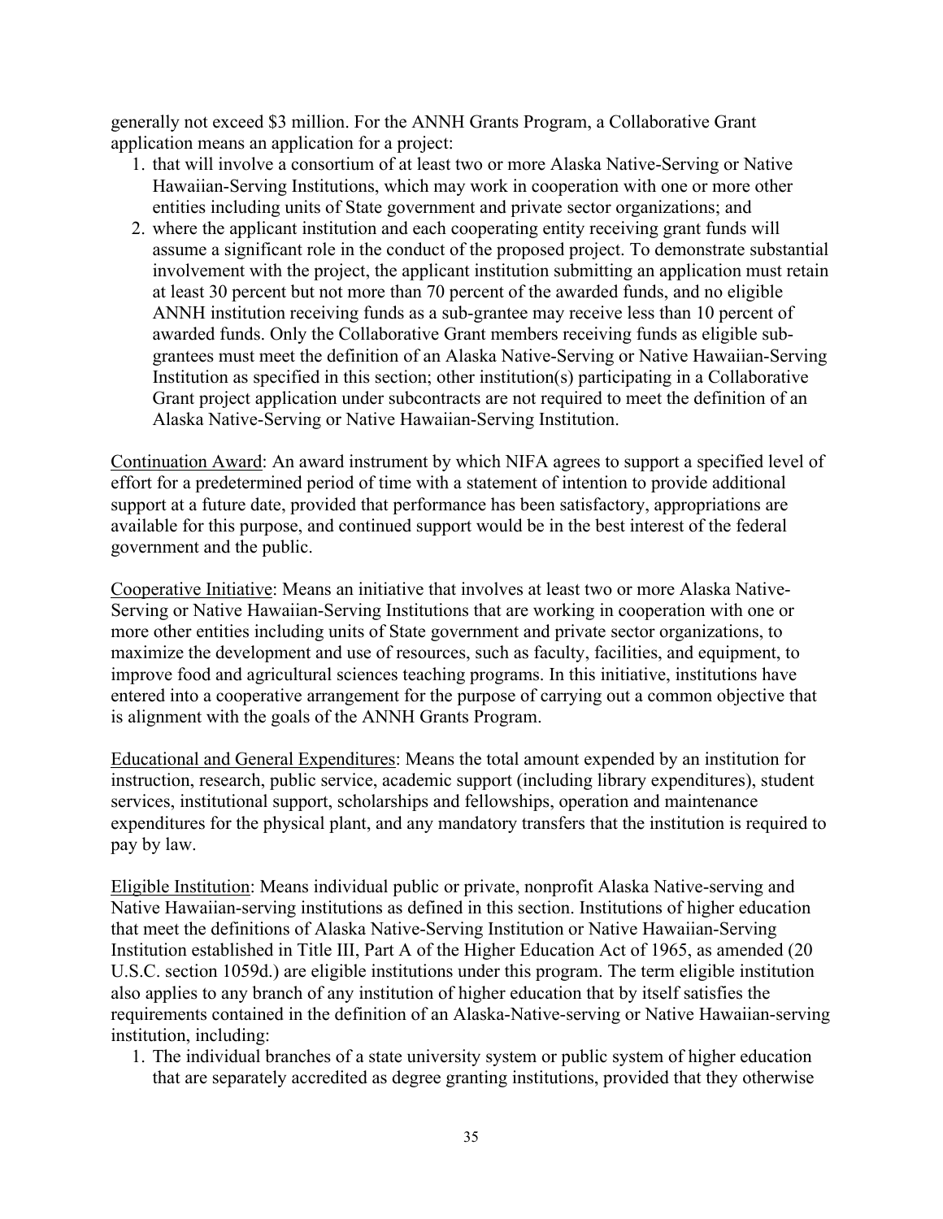generally not exceed $3 million. For the ANNH Grants Program, a Collaborative Grant application means an application for a project:

1. that will involve a consortium of at least two or more Alaska Native-Serving or Native Hawaiian-Serving Institutions, which may work in cooperation with one or more other entities including units of State government and private sector organizations; and
2. where the applicant institution and each cooperating entity receiving grant funds will assume a significant role in the conduct of the proposed project. To demonstrate substantial involvement with the project, the applicant institution submitting an application must retain at least 30 percent but not more than 70 percent of the awarded funds, and no eligible ANNH institution receiving funds as a sub-grantee may receive less than 10 percent of awarded funds. Only the Collaborative Grant members receiving funds as eligible sub-grantees must meet the definition of an Alaska Native-Serving or Native Hawaiian-Serving Institution as specified in this section; other institution(s) participating in a Collaborative Grant project application under subcontracts are not required to meet the definition of an Alaska Native-Serving or Native Hawaiian-Serving Institution.

Continuation Award: An award instrument by which NIFA agrees to support a specified level of effort for a predetermined period of time with a statement of intention to provide additional support at a future date, provided that performance has been satisfactory, appropriations are available for this purpose, and continued support would be in the best interest of the federal government and the public.

Cooperative Initiative: Means an initiative that involves at least two or more Alaska Native-Serving or Native Hawaiian-Serving Institutions that are working in cooperation with one or more other entities including units of State government and private sector organizations, to maximize the development and use of resources, such as faculty, facilities, and equipment, to improve food and agricultural sciences teaching programs. In this initiative, institutions have entered into a cooperative arrangement for the purpose of carrying out a common objective that is alignment with the goals of the ANNH Grants Program.

Educational and General Expenditures: Means the total amount expended by an institution for instruction, research, public service, academic support (including library expenditures), student services, institutional support, scholarships and fellowships, operation and maintenance expenditures for the physical plant, and any mandatory transfers that the institution is required to pay by law.

Eligible Institution: Means individual public or private, nonprofit Alaska Native-serving and Native Hawaiian-serving institutions as defined in this section. Institutions of higher education that meet the definitions of Alaska Native-Serving Institution or Native Hawaiian-Serving Institution established in Title III, Part A of the Higher Education Act of 1965, as amended (20 U.S.C. section 1059d.) are eligible institutions under this program. The term eligible institution also applies to any branch of any institution of higher education that by itself satisfies the requirements contained in the definition of an Alaska-Native-serving or Native Hawaiian-serving institution, including:

1. The individual branches of a state university system or public system of higher education that are separately accredited as degree granting institutions, provided that they otherwise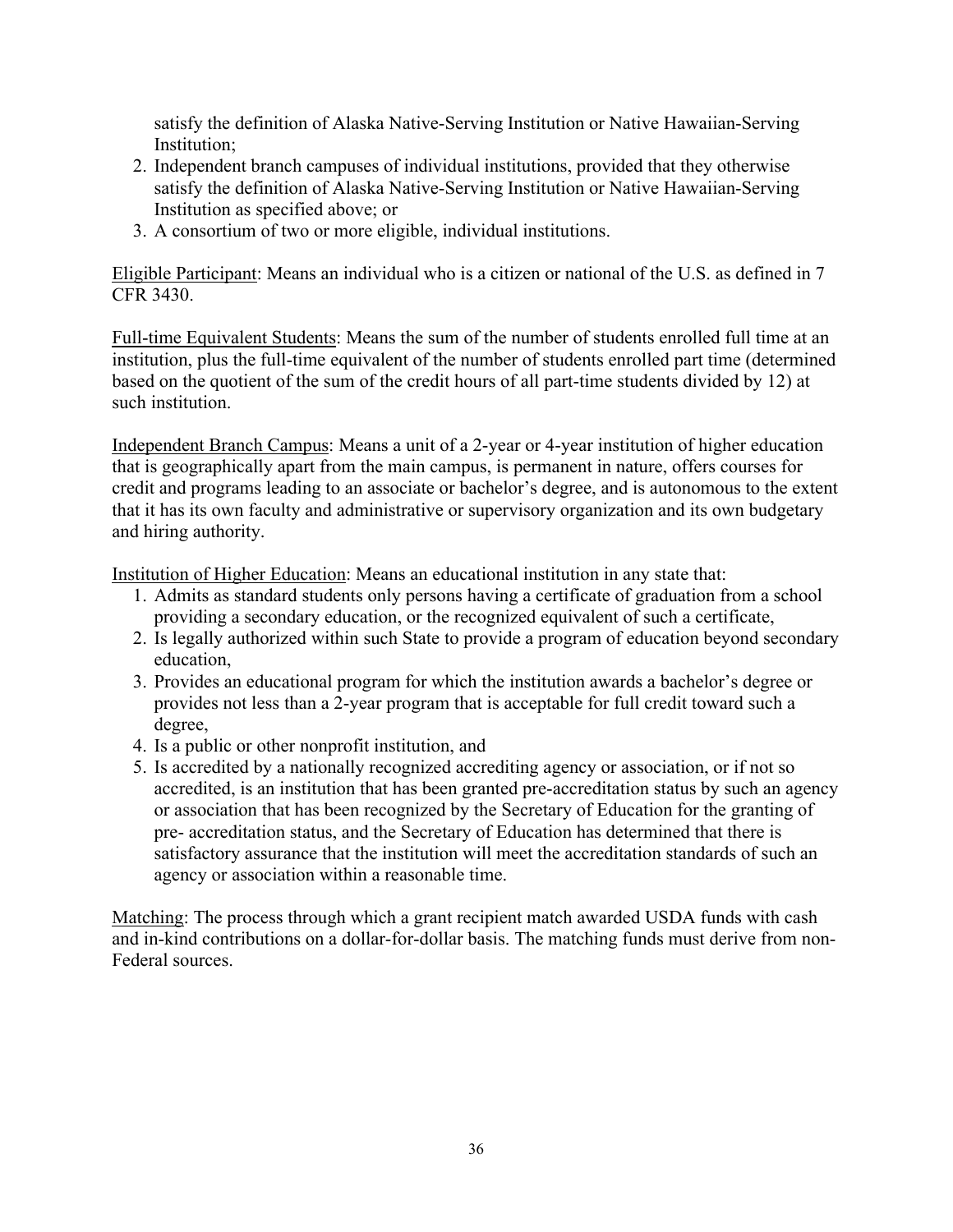satisfy the definition of Alaska Native-Serving Institution or Native Hawaiian-Serving Institution;
2. Independent branch campuses of individual institutions, provided that they otherwise satisfy the definition of Alaska Native-Serving Institution or Native Hawaiian-Serving Institution as specified above; or
3. A consortium of two or more eligible, individual institutions.

<u>Eligible Participant</u>: Means an individual who is a citizen or national of the U.S. as defined in 7 CFR 3430.

<u>Full-time Equivalent Students</u>: Means the sum of the number of students enrolled full time at an institution, plus the full-time equivalent of the number of students enrolled part time (determined based on the quotient of the sum of the credit hours of all part-time students divided by 12) at such institution.

<u>Independent Branch Campus</u>: Means a unit of a 2-year or 4-year institution of higher education that is geographically apart from the main campus, is permanent in nature, offers courses for credit and programs leading to an associate or bachelor's degree, and is autonomous to the extent that it has its own faculty and administrative or supervisory organization and its own budgetary and hiring authority.

<u>Institution of Higher Education</u>: Means an educational institution in any state that:

1. Admits as standard students only persons having a certificate of graduation from a school providing a secondary education, or the recognized equivalent of such a certificate,
2. Is legally authorized within such State to provide a program of education beyond secondary education,
3. Provides an educational program for which the institution awards a bachelor's degree or provides not less than a 2-year program that is acceptable for full credit toward such a degree,
4. Is a public or other nonprofit institution, and
5. Is accredited by a nationally recognized accrediting agency or association, or if not so accredited, is an institution that has been granted pre-accreditation status by such an agency or association that has been recognized by the Secretary of Education for the granting of pre- accreditation status, and the Secretary of Education has determined that there is satisfactory assurance that the institution will meet the accreditation standards of such an agency or association within a reasonable time.

<u>Matching</u>: The process through which a grant recipient match awarded USDA funds with cash and in-kind contributions on a dollar-for-dollar basis. The matching funds must derive from non-Federal sources.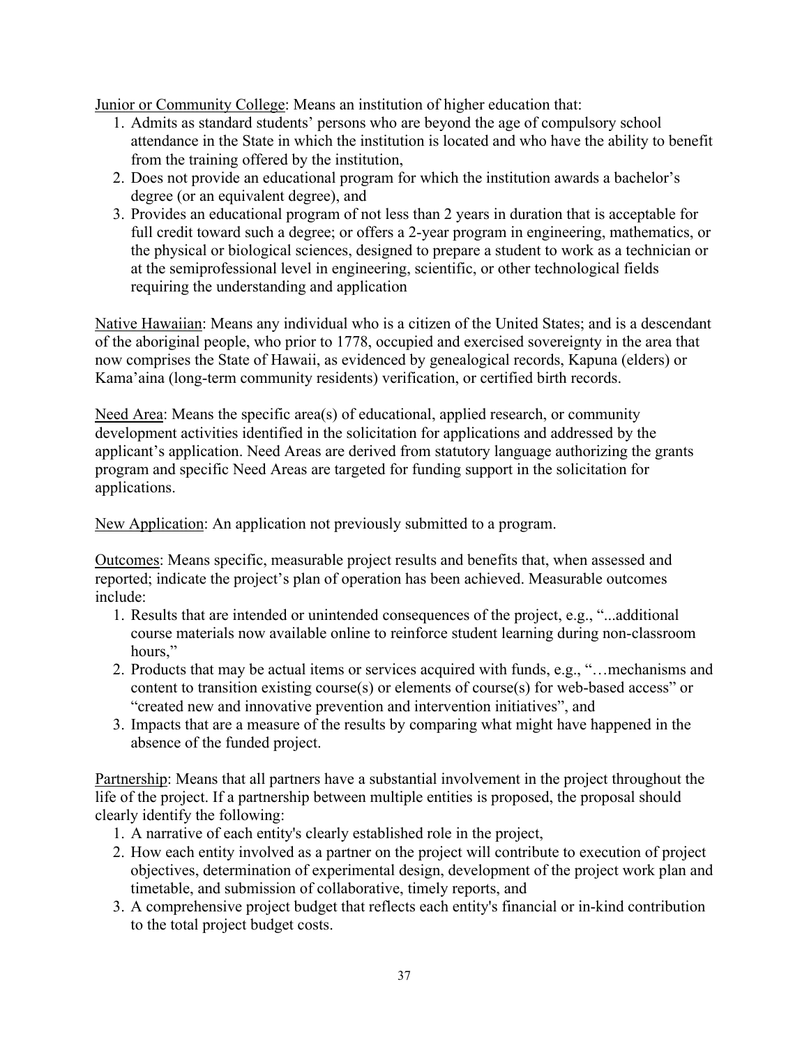Junior or Community College: Means an institution of higher education that:

1. Admits as standard students' persons who are beyond the age of compulsory school attendance in the State in which the institution is located and who have the ability to benefit from the training offered by the institution,
2. Does not provide an educational program for which the institution awards a bachelor's degree (or an equivalent degree), and
3. Provides an educational program of not less than 2 years in duration that is acceptable for full credit toward such a degree; or offers a 2-year program in engineering, mathematics, or the physical or biological sciences, designed to prepare a student to work as a technician or at the semiprofessional level in engineering, scientific, or other technological fields requiring the understanding and application

Native Hawaiian: Means any individual who is a citizen of the United States; and is a descendant of the aboriginal people, who prior to 1778, occupied and exercised sovereignty in the area that now comprises the State of Hawaii, as evidenced by genealogical records, Kapuna (elders) or Kama'aina (long-term community residents) verification, or certified birth records.

Need Area: Means the specific area(s) of educational, applied research, or community development activities identified in the solicitation for applications and addressed by the applicant's application. Need Areas are derived from statutory language authorizing the grants program and specific Need Areas are targeted for funding support in the solicitation for applications.

New Application: An application not previously submitted to a program.

Outcomes: Means specific, measurable project results and benefits that, when assessed and reported; indicate the project's plan of operation has been achieved. Measurable outcomes include:

1. Results that are intended or unintended consequences of the project, e.g., "...additional course materials now available online to reinforce student learning during non-classroom hours,"
2. Products that may be actual items or services acquired with funds, e.g., "…mechanisms and content to transition existing course(s) or elements of course(s) for web-based access" or "created new and innovative prevention and intervention initiatives", and
3. Impacts that are a measure of the results by comparing what might have happened in the absence of the funded project.

Partnership: Means that all partners have a substantial involvement in the project throughout the life of the project. If a partnership between multiple entities is proposed, the proposal should clearly identify the following:

1. A narrative of each entity's clearly established role in the project,
2. How each entity involved as a partner on the project will contribute to execution of project objectives, determination of experimental design, development of the project work plan and timetable, and submission of collaborative, timely reports, and
3. A comprehensive project budget that reflects each entity's financial or in-kind contribution to the total project budget costs.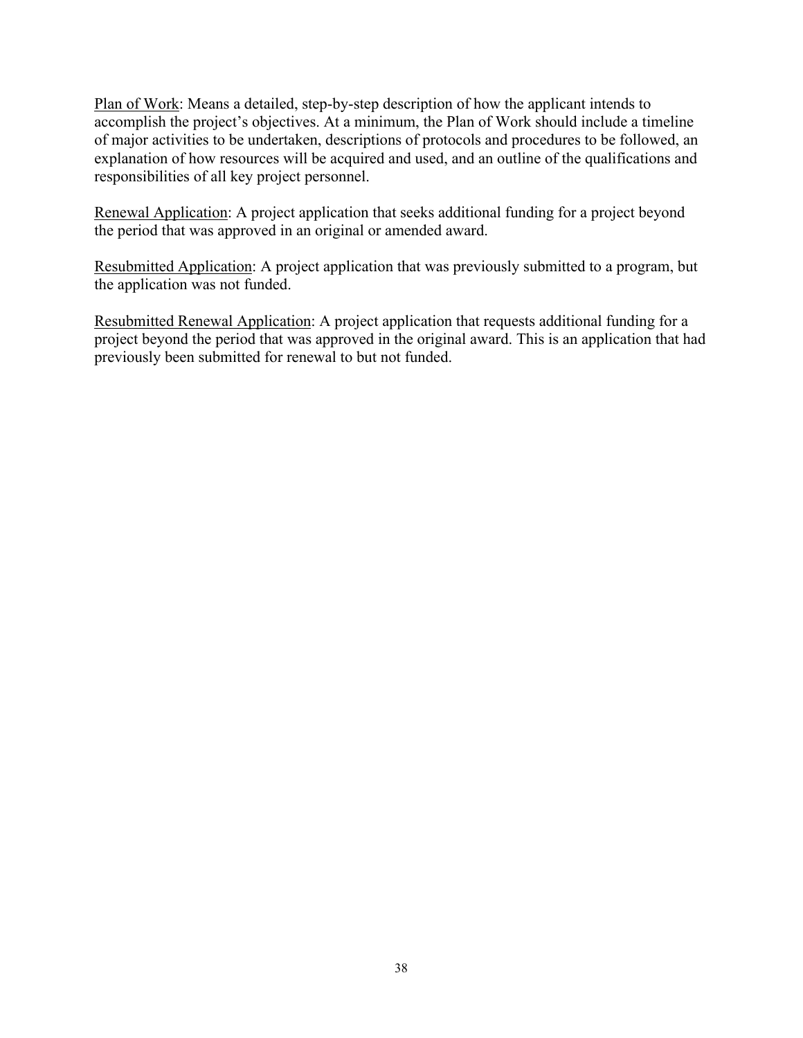Plan of Work: Means a detailed, step-by-step description of how the applicant intends to accomplish the project's objectives. At a minimum, the Plan of Work should include a timeline of major activities to be undertaken, descriptions of protocols and procedures to be followed, an explanation of how resources will be acquired and used, and an outline of the qualifications and responsibilities of all key project personnel.

Renewal Application: A project application that seeks additional funding for a project beyond the period that was approved in an original or amended award.

Resubmitted Application: A project application that was previously submitted to a program, but the application was not funded.

Resubmitted Renewal Application: A project application that requests additional funding for a project beyond the period that was approved in the original award. This is an application that had previously been submitted for renewal to but not funded.